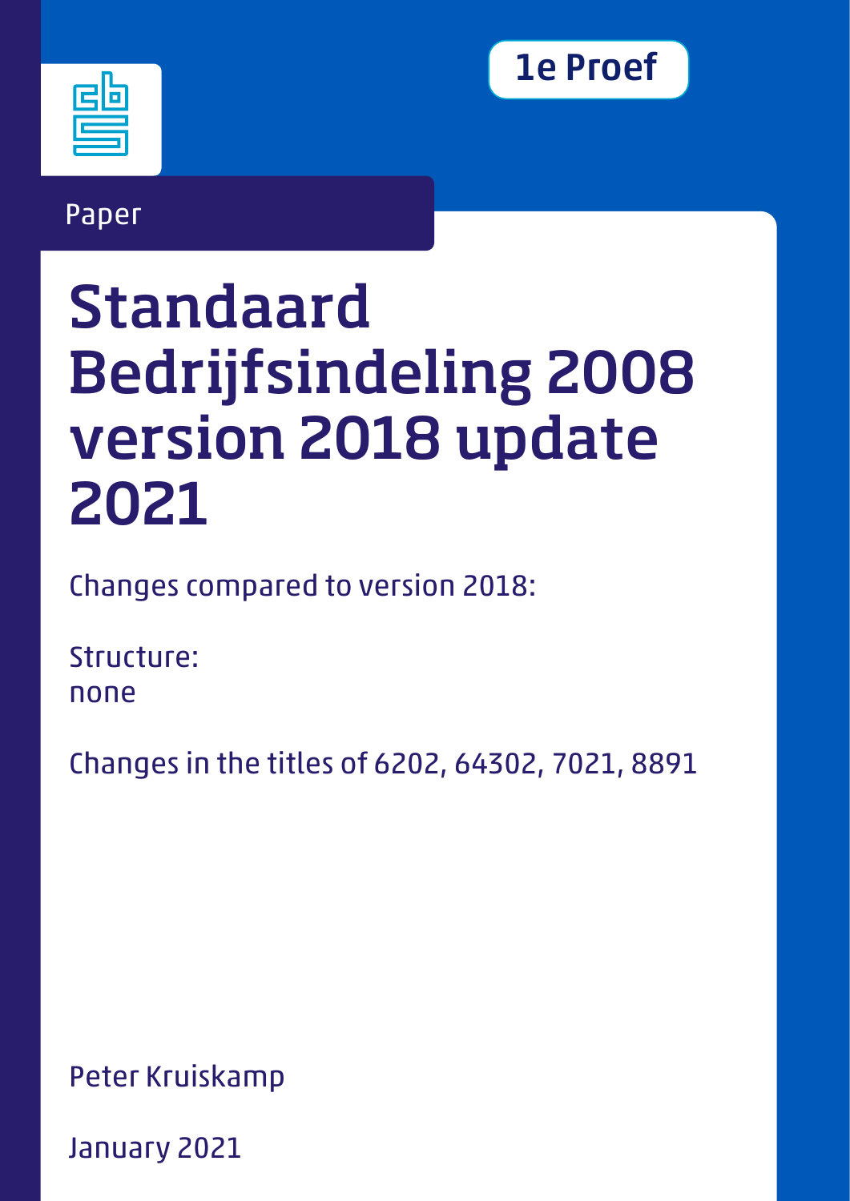1e Proef

Paper

# Standaard Bedrijfsindeling 2008 version 2018 update 2021

Changes compared to version 2018:

Structure:
none

Changes in the titles of 6202, 64302, 7021, 8891

Peter Kruiskamp

January 2021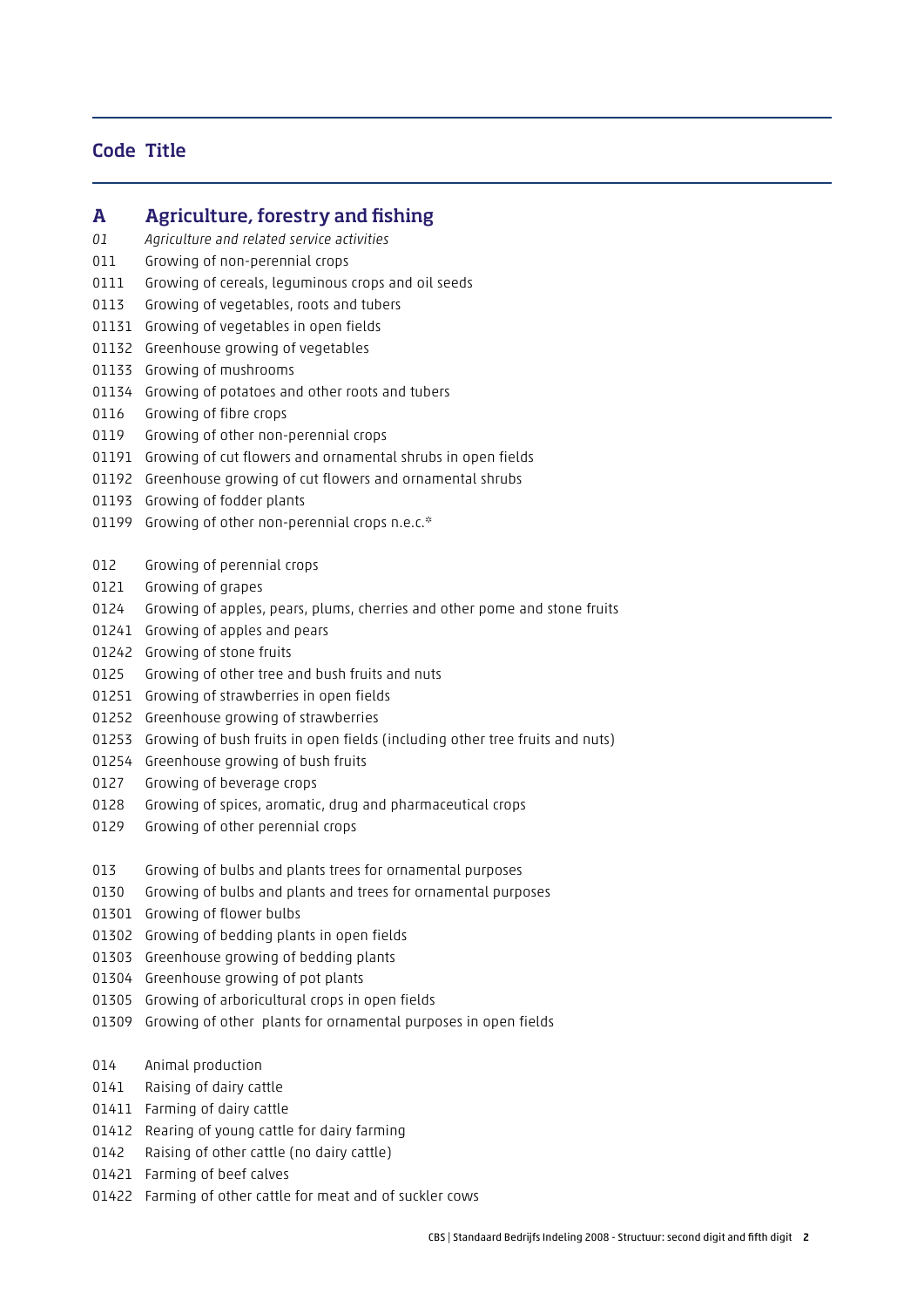| Code | Title |
|---|---|
| **A** | **Agriculture, forestry and fishing** |
| *01* | *Agriculture and related service activities* |
| 011 | Growing of non-perennial crops |
| 0111 | Growing of cereals, leguminous crops and oil seeds |
| 0113 | Growing of vegetables, roots and tubers |
| 01131 | Growing of vegetables in open fields |
| 01132 | Greenhouse growing of vegetables |
| 01133 | Growing of mushrooms |
| 01134 | Growing of potatoes and other roots and tubers |
| 0116 | Growing of fibre crops |
| 0119 | Growing of other non-perennial crops |
| 01191 | Growing of cut flowers and ornamental shrubs in open fields |
| 01192 | Greenhouse growing of cut flowers and ornamental shrubs |
| 01193 | Growing of fodder plants |
| 01199 | Growing of other non-perennial crops n.e.c.* |
| | |
| 012 | Growing of perennial crops |
| 0121 | Growing of grapes |
| 0124 | Growing of apples, pears, plums, cherries and other pome and stone fruits |
| 01241 | Growing of apples and pears |
| 01242 | Growing of stone fruits |
| 0125 | Growing of other tree and bush fruits and nuts |
| 01251 | Growing of strawberries in open fields |
| 01252 | Greenhouse growing of strawberries |
| 01253 | Growing of bush fruits in open fields (including other tree fruits and nuts) |
| 01254 | Greenhouse growing of bush fruits |
| 0127 | Growing of beverage crops |
| 0128 | Growing of spices, aromatic, drug and pharmaceutical crops |
| 0129 | Growing of other perennial crops |
| | |
| 013 | Growing of bulbs and plants trees for ornamental purposes |
| 0130 | Growing of bulbs and plants and trees for ornamental purposes |
| 01301 | Growing of flower bulbs |
| 01302 | Growing of bedding plants in open fields |
| 01303 | Greenhouse growing of bedding plants |
| 01304 | Greenhouse growing of pot plants |
| 01305 | Growing of arboricultural crops in open fields |
| 01309 | Growing of other plants for ornamental purposes in open fields |
| | |
| 014 | Animal production |
| 0141 | Raising of dairy cattle |
| 01411 | Farming of dairy cattle |
| 01412 | Rearing of young cattle for dairy farming |
| 0142 | Raising of other cattle (no dairy cattle) |
| 01421 | Farming of beef calves |
| 01422 | Farming of other cattle for meat and of suckler cows |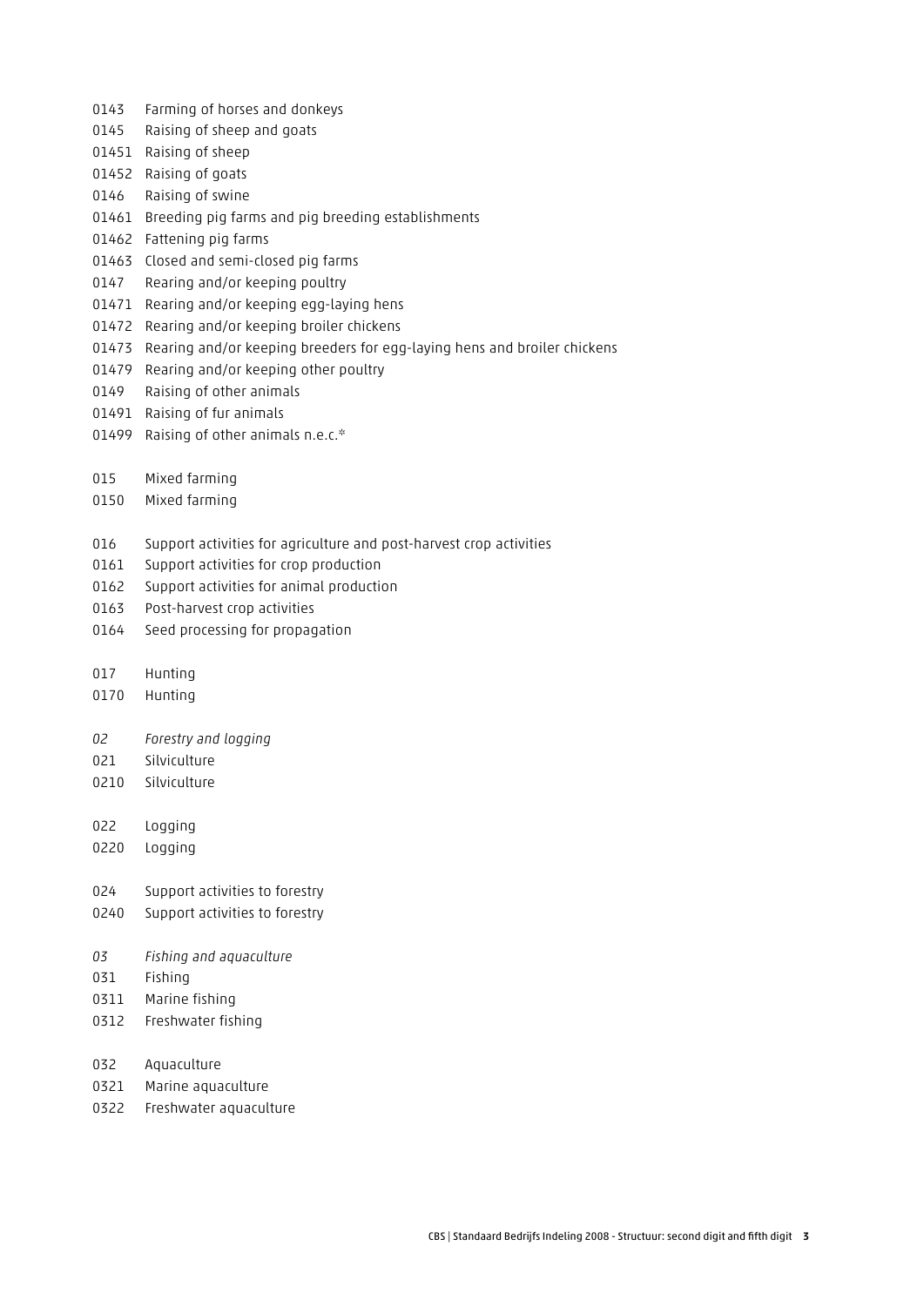0143 Farming of horses and donkeys
0145 Raising of sheep and goats
01451 Raising of sheep
01452 Raising of goats
0146 Raising of swine
01461 Breeding pig farms and pig breeding establishments
01462 Fattening pig farms
01463 Closed and semi-closed pig farms
0147 Rearing and/or keeping poultry
01471 Rearing and/or keeping egg-laying hens
01472 Rearing and/or keeping broiler chickens
01473 Rearing and/or keeping breeders for egg-laying hens and broiler chickens
01479 Rearing and/or keeping other poultry
0149 Raising of other animals
01491 Raising of fur animals
01499 Raising of other animals n.e.c.*

015 Mixed farming
0150 Mixed farming

016 Support activities for agriculture and post-harvest crop activities
0161 Support activities for crop production
0162 Support activities for animal production
0163 Post-harvest crop activities
0164 Seed processing for propagation

017 Hunting
0170 Hunting

*02 Forestry and logging*
021 Silviculture
0210 Silviculture

022 Logging
0220 Logging

024 Support activities to forestry
0240 Support activities to forestry

*03 Fishing and aquaculture*
031 Fishing
0311 Marine fishing
0312 Freshwater fishing

032 Aquaculture
0321 Marine aquaculture
0322 Freshwater aquaculture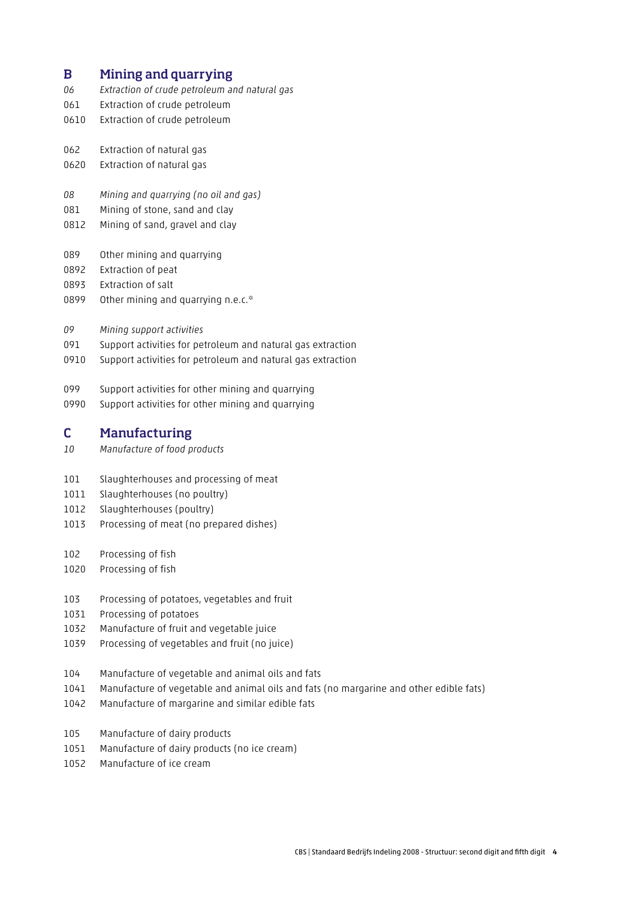## B Mining and quarrying

*06 Extraction of crude petroleum and natural gas*
061 Extraction of crude petroleum
0610 Extraction of crude petroleum

062 Extraction of natural gas
0620 Extraction of natural gas

*08 Mining and quarrying (no oil and gas)*
081 Mining of stone, sand and clay
0812 Mining of sand, gravel and clay

089 Other mining and quarrying
0892 Extraction of peat
0893 Extraction of salt
0899 Other mining and quarrying n.e.c.*

*09 Mining support activities*
091 Support activities for petroleum and natural gas extraction
0910 Support activities for petroleum and natural gas extraction

099 Support activities for other mining and quarrying
0990 Support activities for other mining and quarrying

## C Manufacturing

*10 Manufacture of food products*

101 Slaughterhouses and processing of meat
1011 Slaughterhouses (no poultry)
1012 Slaughterhouses (poultry)
1013 Processing of meat (no prepared dishes)

102 Processing of fish
1020 Processing of fish

103 Processing of potatoes, vegetables and fruit
1031 Processing of potatoes
1032 Manufacture of fruit and vegetable juice
1039 Processing of vegetables and fruit (no juice)

104 Manufacture of vegetable and animal oils and fats
1041 Manufacture of vegetable and animal oils and fats (no margarine and other edible fats)
1042 Manufacture of margarine and similar edible fats

105 Manufacture of dairy products
1051 Manufacture of dairy products (no ice cream)
1052 Manufacture of ice cream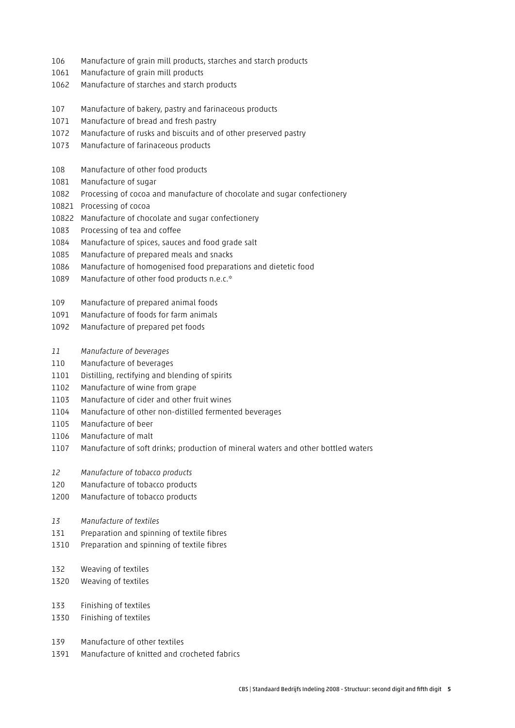106 Manufacture of grain mill products, starches and starch products
1061 Manufacture of grain mill products
1062 Manufacture of starches and starch products

107 Manufacture of bakery, pastry and farinaceous products
1071 Manufacture of bread and fresh pastry
1072 Manufacture of rusks and biscuits and of other preserved pastry
1073 Manufacture of farinaceous products

108 Manufacture of other food products
1081 Manufacture of sugar
1082 Processing of cocoa and manufacture of chocolate and sugar confectionery
10821 Processing of cocoa
10822 Manufacture of chocolate and sugar confectionery
1083 Processing of tea and coffee
1084 Manufacture of spices, sauces and food grade salt
1085 Manufacture of prepared meals and snacks
1086 Manufacture of homogenised food preparations and dietetic food
1089 Manufacture of other food products n.e.c.*

109 Manufacture of prepared animal foods
1091 Manufacture of foods for farm animals
1092 Manufacture of prepared pet foods

*11 Manufacture of beverages*
110 Manufacture of beverages
1101 Distilling, rectifying and blending of spirits
1102 Manufacture of wine from grape
1103 Manufacture of cider and other fruit wines
1104 Manufacture of other non-distilled fermented beverages
1105 Manufacture of beer
1106 Manufacture of malt
1107 Manufacture of soft drinks; production of mineral waters and other bottled waters

*12 Manufacture of tobacco products*
120 Manufacture of tobacco products
1200 Manufacture of tobacco products

*13 Manufacture of textiles*
131 Preparation and spinning of textile fibres
1310 Preparation and spinning of textile fibres

132 Weaving of textiles
1320 Weaving of textiles

133 Finishing of textiles
1330 Finishing of textiles

139 Manufacture of other textiles
1391 Manufacture of knitted and crocheted fabrics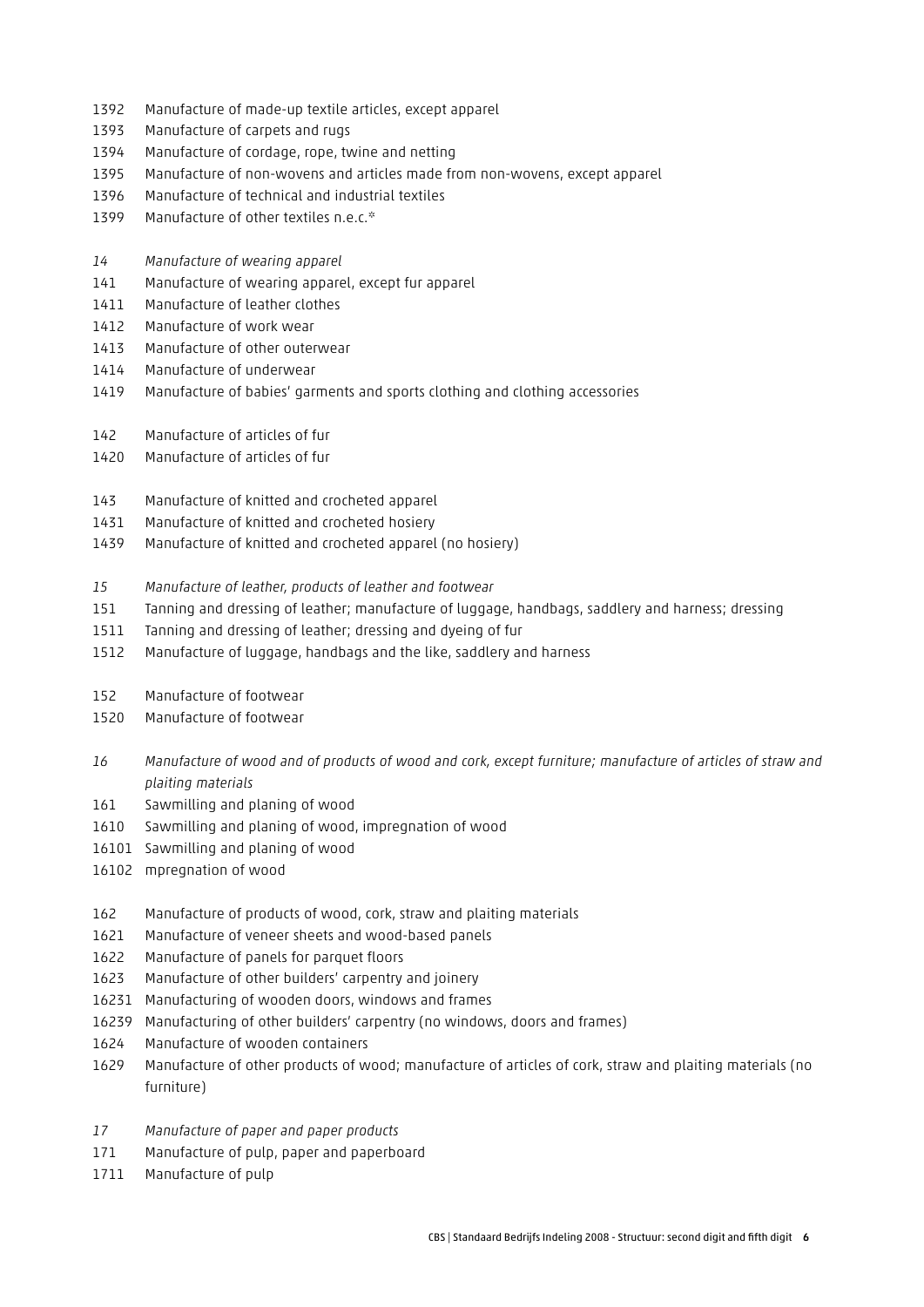1392 Manufacture of made-up textile articles, except apparel
1393 Manufacture of carpets and rugs
1394 Manufacture of cordage, rope, twine and netting
1395 Manufacture of non-wovens and articles made from non-wovens, except apparel
1396 Manufacture of technical and industrial textiles
1399 Manufacture of other textiles n.e.c.*

*14 Manufacture of wearing apparel*
141 Manufacture of wearing apparel, except fur apparel
1411 Manufacture of leather clothes
1412 Manufacture of work wear
1413 Manufacture of other outerwear
1414 Manufacture of underwear
1419 Manufacture of babies' garments and sports clothing and clothing accessories

142 Manufacture of articles of fur
1420 Manufacture of articles of fur

143 Manufacture of knitted and crocheted apparel
1431 Manufacture of knitted and crocheted hosiery
1439 Manufacture of knitted and crocheted apparel (no hosiery)

*15 Manufacture of leather, products of leather and footwear*
151 Tanning and dressing of leather; manufacture of luggage, handbags, saddlery and harness; dressing
1511 Tanning and dressing of leather; dressing and dyeing of fur
1512 Manufacture of luggage, handbags and the like, saddlery and harness

152 Manufacture of footwear
1520 Manufacture of footwear

*16 Manufacture of wood and of products of wood and cork, except furniture; manufacture of articles of straw and plaiting materials*
161 Sawmilling and planing of wood
1610 Sawmilling and planing of wood, impregnation of wood
16101 Sawmilling and planing of wood
16102 mpregnation of wood

162 Manufacture of products of wood, cork, straw and plaiting materials
1621 Manufacture of veneer sheets and wood-based panels
1622 Manufacture of panels for parquet floors
1623 Manufacture of other builders' carpentry and joinery
16231 Manufacturing of wooden doors, windows and frames
16239 Manufacturing of other builders' carpentry (no windows, doors and frames)
1624 Manufacture of wooden containers
1629 Manufacture of other products of wood; manufacture of articles of cork, straw and plaiting materials (no furniture)

*17 Manufacture of paper and paper products*
171 Manufacture of pulp, paper and paperboard
1711 Manufacture of pulp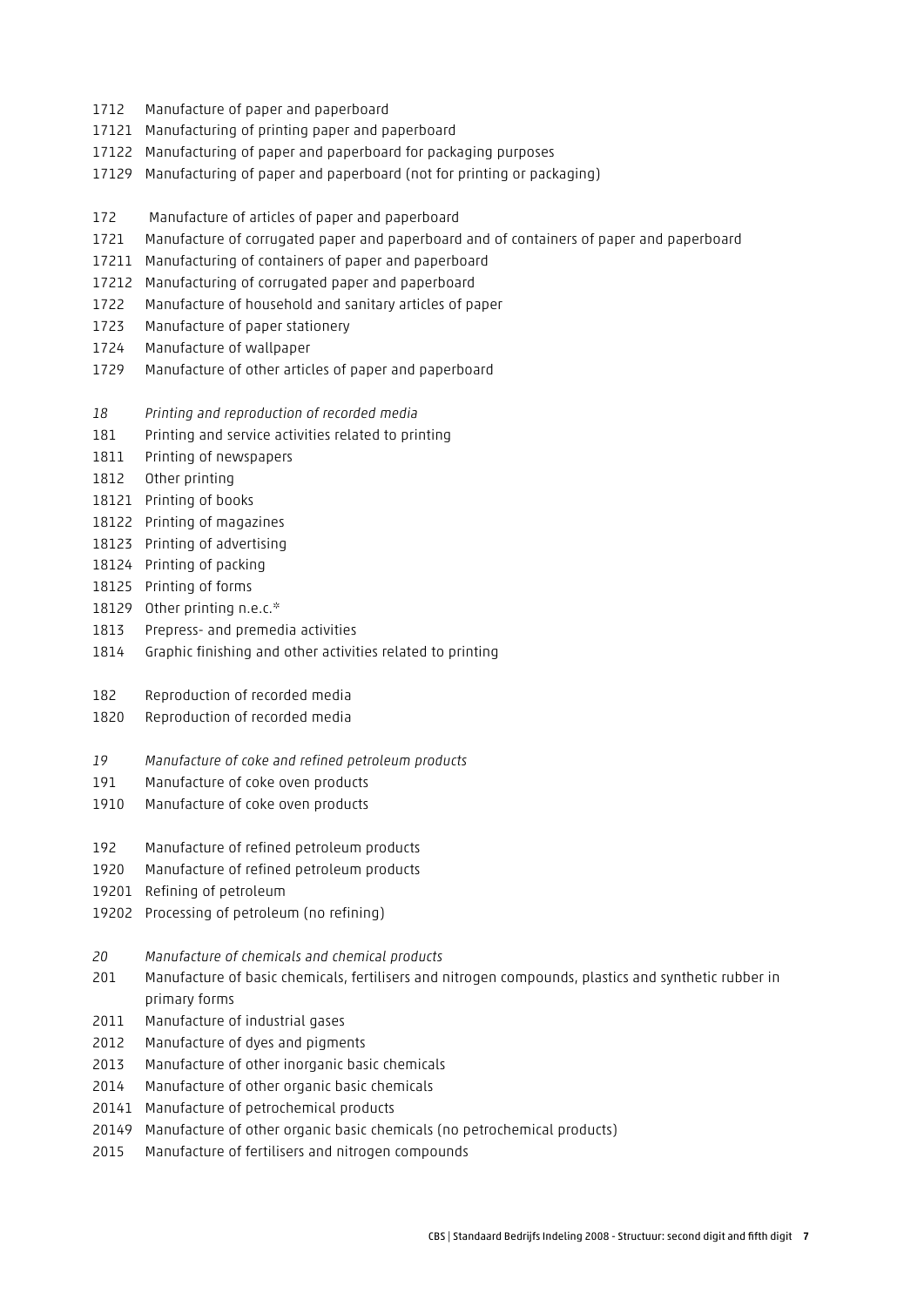1712 Manufacture of paper and paperboard
17121 Manufacturing of printing paper and paperboard
17122 Manufacturing of paper and paperboard for packaging purposes
17129 Manufacturing of paper and paperboard (not for printing or packaging)

172 Manufacture of articles of paper and paperboard
1721 Manufacture of corrugated paper and paperboard and of containers of paper and paperboard
17211 Manufacturing of containers of paper and paperboard
17212 Manufacturing of corrugated paper and paperboard
1722 Manufacture of household and sanitary articles of paper
1723 Manufacture of paper stationery
1724 Manufacture of wallpaper
1729 Manufacture of other articles of paper and paperboard

*18 Printing and reproduction of recorded media*
181 Printing and service activities related to printing
1811 Printing of newspapers
1812 Other printing
18121 Printing of books
18122 Printing of magazines
18123 Printing of advertising
18124 Printing of packing
18125 Printing of forms
18129 Other printing n.e.c.*
1813 Prepress- and premedia activities
1814 Graphic finishing and other activities related to printing

182 Reproduction of recorded media
1820 Reproduction of recorded media

*19 Manufacture of coke and refined petroleum products*
191 Manufacture of coke oven products
1910 Manufacture of coke oven products

192 Manufacture of refined petroleum products
1920 Manufacture of refined petroleum products
19201 Refining of petroleum
19202 Processing of petroleum (no refining)

*20 Manufacture of chemicals and chemical products*
201 Manufacture of basic chemicals, fertilisers and nitrogen compounds, plastics and synthetic rubber in primary forms
2011 Manufacture of industrial gases
2012 Manufacture of dyes and pigments
2013 Manufacture of other inorganic basic chemicals
2014 Manufacture of other organic basic chemicals
20141 Manufacture of petrochemical products
20149 Manufacture of other organic basic chemicals (no petrochemical products)
2015 Manufacture of fertilisers and nitrogen compounds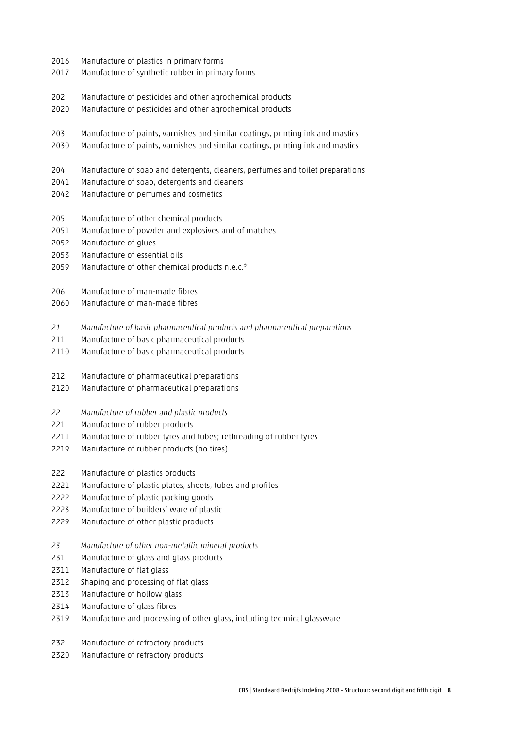2016 Manufacture of plastics in primary forms
2017 Manufacture of synthetic rubber in primary forms

202 Manufacture of pesticides and other agrochemical products
2020 Manufacture of pesticides and other agrochemical products

203 Manufacture of paints, varnishes and similar coatings, printing ink and mastics
2030 Manufacture of paints, varnishes and similar coatings, printing ink and mastics

204 Manufacture of soap and detergents, cleaners, perfumes and toilet preparations
2041 Manufacture of soap, detergents and cleaners
2042 Manufacture of perfumes and cosmetics

205 Manufacture of other chemical products
2051 Manufacture of powder and explosives and of matches
2052 Manufacture of glues
2053 Manufacture of essential oils
2059 Manufacture of other chemical products n.e.c.*

206 Manufacture of man-made fibres
2060 Manufacture of man-made fibres

*21 Manufacture of basic pharmaceutical products and pharmaceutical preparations*
211 Manufacture of basic pharmaceutical products
2110 Manufacture of basic pharmaceutical products

212 Manufacture of pharmaceutical preparations
2120 Manufacture of pharmaceutical preparations

*22 Manufacture of rubber and plastic products*
221 Manufacture of rubber products
2211 Manufacture of rubber tyres and tubes; rethreading of rubber tyres
2219 Manufacture of rubber products (no tires)

222 Manufacture of plastics products
2221 Manufacture of plastic plates, sheets, tubes and profiles
2222 Manufacture of plastic packing goods
2223 Manufacture of builders' ware of plastic
2229 Manufacture of other plastic products

*23 Manufacture of other non-metallic mineral products*
231 Manufacture of glass and glass products
2311 Manufacture of flat glass
2312 Shaping and processing of flat glass
2313 Manufacture of hollow glass
2314 Manufacture of glass fibres
2319 Manufacture and processing of other glass, including technical glassware

232 Manufacture of refractory products
2320 Manufacture of refractory products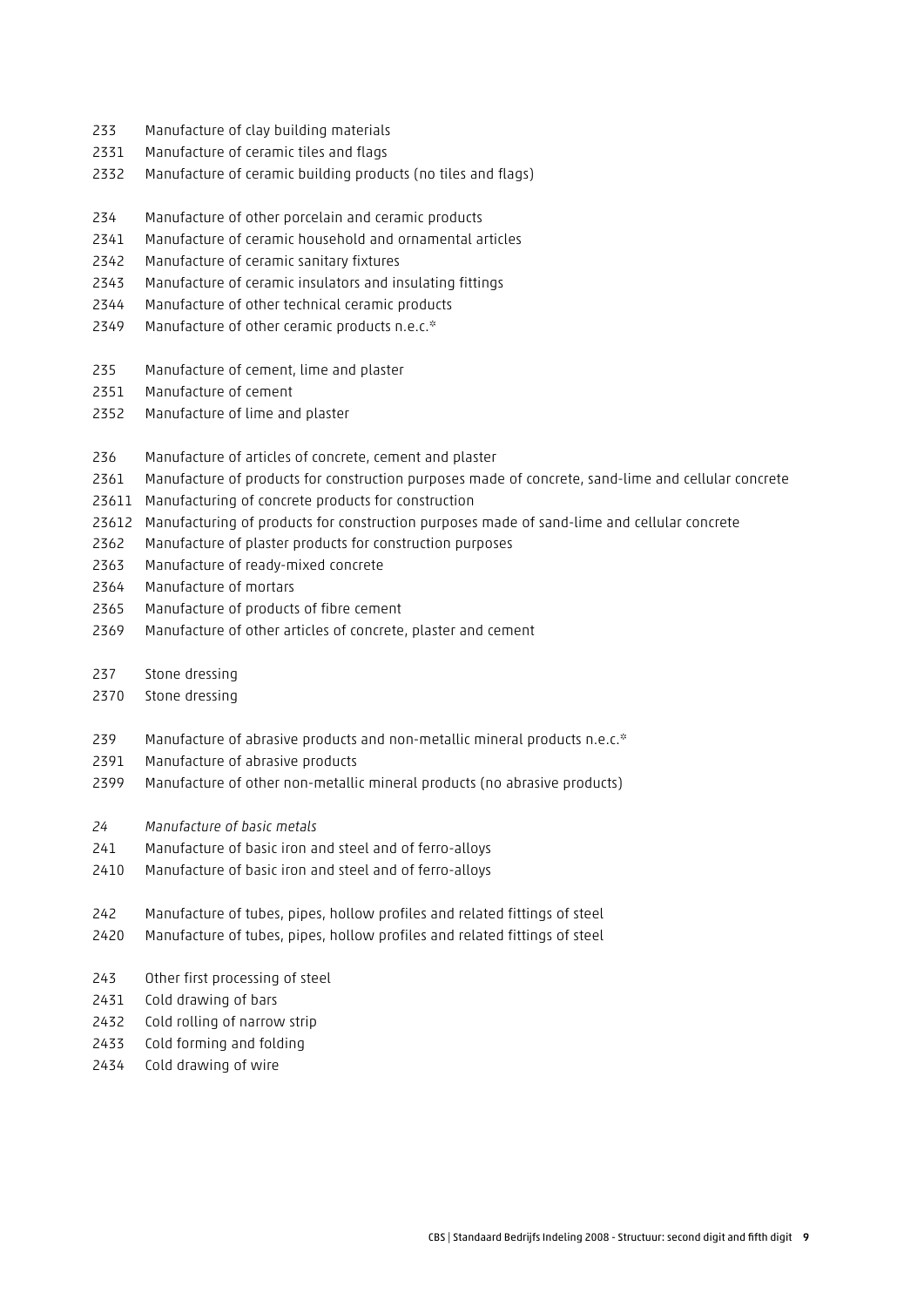233 Manufacture of clay building materials
2331 Manufacture of ceramic tiles and flags
2332 Manufacture of ceramic building products (no tiles and flags)

234 Manufacture of other porcelain and ceramic products
2341 Manufacture of ceramic household and ornamental articles
2342 Manufacture of ceramic sanitary fixtures
2343 Manufacture of ceramic insulators and insulating fittings
2344 Manufacture of other technical ceramic products
2349 Manufacture of other ceramic products n.e.c.*

235 Manufacture of cement, lime and plaster
2351 Manufacture of cement
2352 Manufacture of lime and plaster

236 Manufacture of articles of concrete, cement and plaster
2361 Manufacture of products for construction purposes made of concrete, sand-lime and cellular concrete
23611 Manufacturing of concrete products for construction
23612 Manufacturing of products for construction purposes made of sand-lime and cellular concrete
2362 Manufacture of plaster products for construction purposes
2363 Manufacture of ready-mixed concrete
2364 Manufacture of mortars
2365 Manufacture of products of fibre cement
2369 Manufacture of other articles of concrete, plaster and cement

237 Stone dressing
2370 Stone dressing

239 Manufacture of abrasive products and non-metallic mineral products n.e.c.*
2391 Manufacture of abrasive products
2399 Manufacture of other non-metallic mineral products (no abrasive products)

*24 Manufacture of basic metals*
241 Manufacture of basic iron and steel and of ferro-alloys
2410 Manufacture of basic iron and steel and of ferro-alloys

242 Manufacture of tubes, pipes, hollow profiles and related fittings of steel
2420 Manufacture of tubes, pipes, hollow profiles and related fittings of steel

243 Other first processing of steel
2431 Cold drawing of bars
2432 Cold rolling of narrow strip
2433 Cold forming and folding
2434 Cold drawing of wire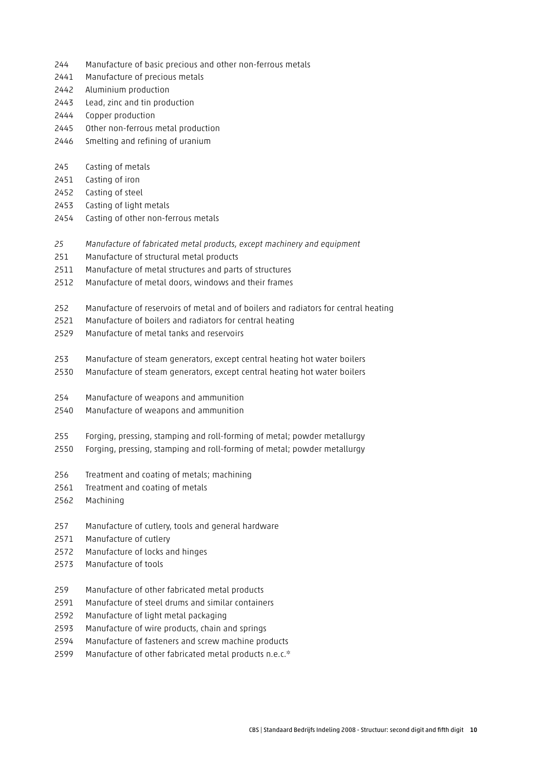244 Manufacture of basic precious and other non-ferrous metals
2441 Manufacture of precious metals
2442 Aluminium production
2443 Lead, zinc and tin production
2444 Copper production
2445 Other non-ferrous metal production
2446 Smelting and refining of uranium

245 Casting of metals
2451 Casting of iron
2452 Casting of steel
2453 Casting of light metals
2454 Casting of other non-ferrous metals

*25 Manufacture of fabricated metal products, except machinery and equipment*
251 Manufacture of structural metal products
2511 Manufacture of metal structures and parts of structures
2512 Manufacture of metal doors, windows and their frames

252 Manufacture of reservoirs of metal and of boilers and radiators for central heating
2521 Manufacture of boilers and radiators for central heating
2529 Manufacture of metal tanks and reservoirs

253 Manufacture of steam generators, except central heating hot water boilers
2530 Manufacture of steam generators, except central heating hot water boilers

254 Manufacture of weapons and ammunition
2540 Manufacture of weapons and ammunition

255 Forging, pressing, stamping and roll-forming of metal; powder metallurgy
2550 Forging, pressing, stamping and roll-forming of metal; powder metallurgy

256 Treatment and coating of metals; machining
2561 Treatment and coating of metals
2562 Machining

257 Manufacture of cutlery, tools and general hardware
2571 Manufacture of cutlery
2572 Manufacture of locks and hinges
2573 Manufacture of tools

259 Manufacture of other fabricated metal products
2591 Manufacture of steel drums and similar containers
2592 Manufacture of light metal packaging
2593 Manufacture of wire products, chain and springs
2594 Manufacture of fasteners and screw machine products
2599 Manufacture of other fabricated metal products n.e.c.*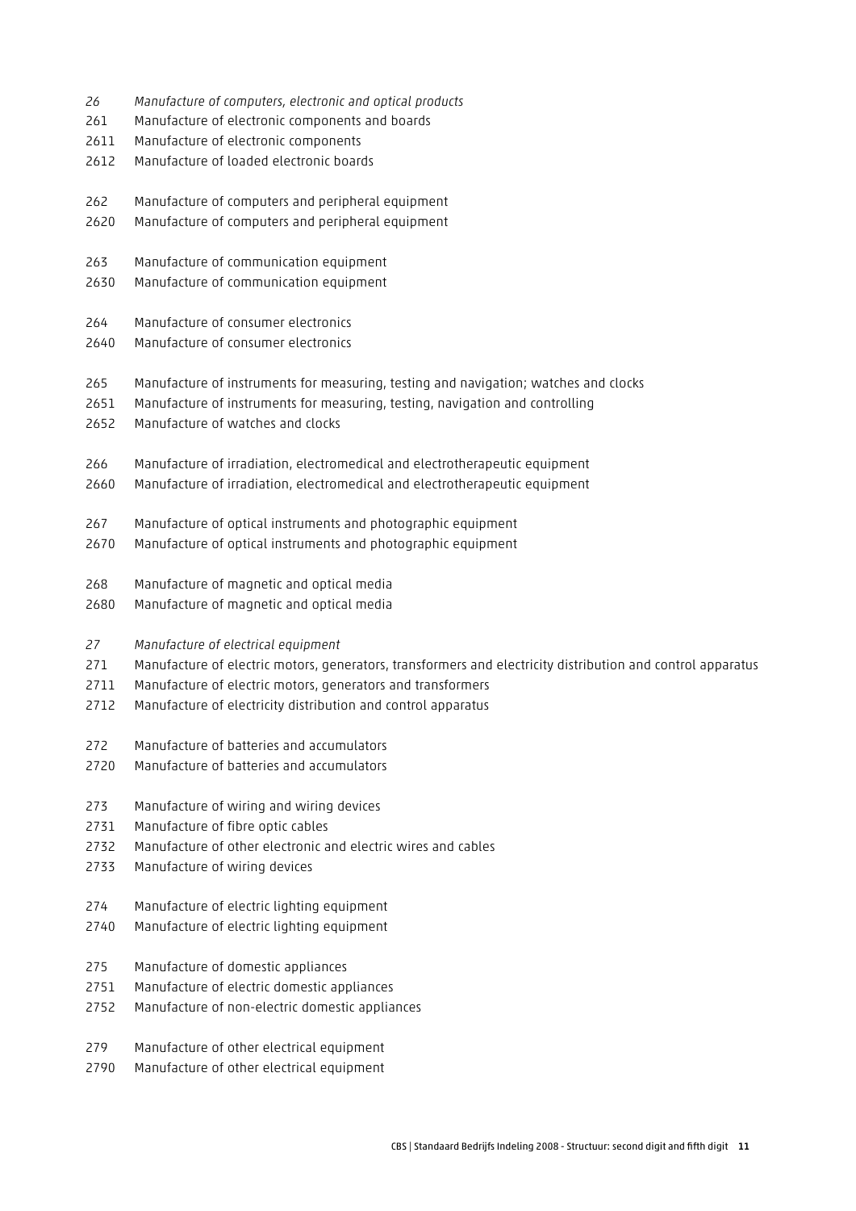*26 Manufacture of computers, electronic and optical products*

261 Manufacture of electronic components and boards
2611 Manufacture of electronic components
2612 Manufacture of loaded electronic boards

262 Manufacture of computers and peripheral equipment
2620 Manufacture of computers and peripheral equipment

263 Manufacture of communication equipment
2630 Manufacture of communication equipment

264 Manufacture of consumer electronics
2640 Manufacture of consumer electronics

265 Manufacture of instruments for measuring, testing and navigation; watches and clocks
2651 Manufacture of instruments for measuring, testing, navigation and controlling
2652 Manufacture of watches and clocks

266 Manufacture of irradiation, electromedical and electrotherapeutic equipment
2660 Manufacture of irradiation, electromedical and electrotherapeutic equipment

267 Manufacture of optical instruments and photographic equipment
2670 Manufacture of optical instruments and photographic equipment

268 Manufacture of magnetic and optical media
2680 Manufacture of magnetic and optical media

*27 Manufacture of electrical equipment*

271 Manufacture of electric motors, generators, transformers and electricity distribution and control apparatus
2711 Manufacture of electric motors, generators and transformers
2712 Manufacture of electricity distribution and control apparatus

272 Manufacture of batteries and accumulators
2720 Manufacture of batteries and accumulators

273 Manufacture of wiring and wiring devices
2731 Manufacture of fibre optic cables
2732 Manufacture of other electronic and electric wires and cables
2733 Manufacture of wiring devices

274 Manufacture of electric lighting equipment
2740 Manufacture of electric lighting equipment

275 Manufacture of domestic appliances
2751 Manufacture of electric domestic appliances
2752 Manufacture of non-electric domestic appliances

279 Manufacture of other electrical equipment
2790 Manufacture of other electrical equipment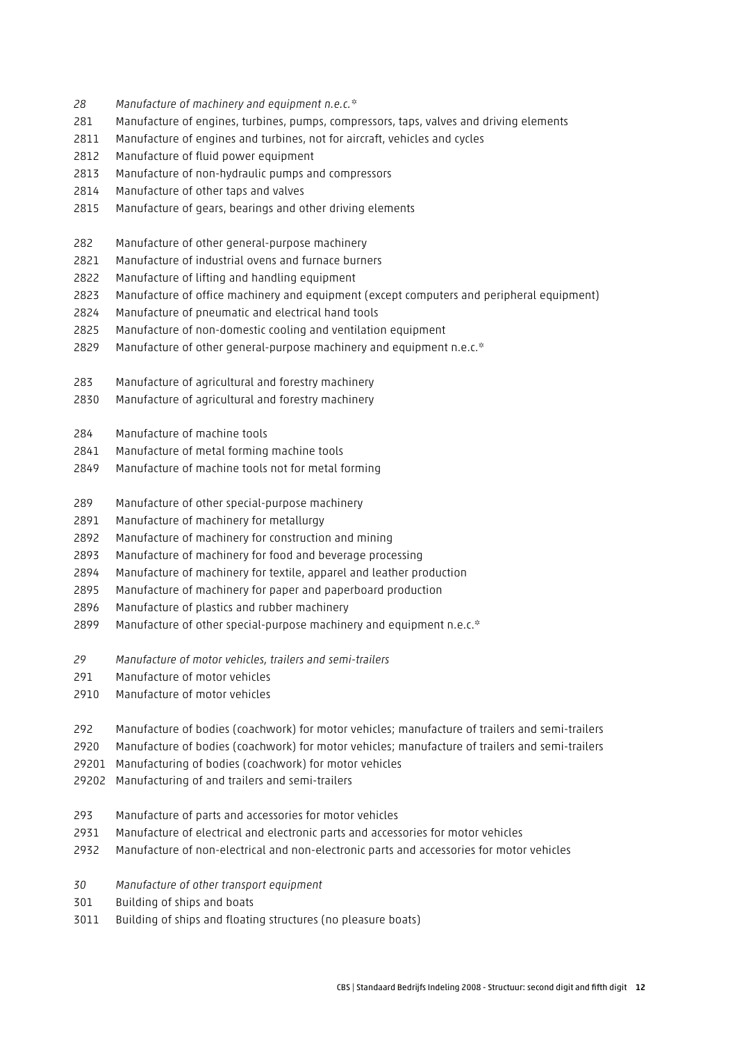*28 Manufacture of machinery and equipment n.e.c.**

281 Manufacture of engines, turbines, pumps, compressors, taps, valves and driving elements
2811 Manufacture of engines and turbines, not for aircraft, vehicles and cycles
2812 Manufacture of fluid power equipment
2813 Manufacture of non-hydraulic pumps and compressors
2814 Manufacture of other taps and valves
2815 Manufacture of gears, bearings and other driving elements

282 Manufacture of other general-purpose machinery
2821 Manufacture of industrial ovens and furnace burners
2822 Manufacture of lifting and handling equipment
2823 Manufacture of office machinery and equipment (except computers and peripheral equipment)
2824 Manufacture of pneumatic and electrical hand tools
2825 Manufacture of non-domestic cooling and ventilation equipment
2829 Manufacture of other general-purpose machinery and equipment n.e.c.*

283 Manufacture of agricultural and forestry machinery
2830 Manufacture of agricultural and forestry machinery

284 Manufacture of machine tools
2841 Manufacture of metal forming machine tools
2849 Manufacture of machine tools not for metal forming

289 Manufacture of other special-purpose machinery
2891 Manufacture of machinery for metallurgy
2892 Manufacture of machinery for construction and mining
2893 Manufacture of machinery for food and beverage processing
2894 Manufacture of machinery for textile, apparel and leather production
2895 Manufacture of machinery for paper and paperboard production
2896 Manufacture of plastics and rubber machinery
2899 Manufacture of other special-purpose machinery and equipment n.e.c.*

*29 Manufacture of motor vehicles, trailers and semi-trailers*

291 Manufacture of motor vehicles
2910 Manufacture of motor vehicles

292 Manufacture of bodies (coachwork) for motor vehicles; manufacture of trailers and semi-trailers
2920 Manufacture of bodies (coachwork) for motor vehicles; manufacture of trailers and semi-trailers
29201 Manufacturing of bodies (coachwork) for motor vehicles
29202 Manufacturing of and trailers and semi-trailers

293 Manufacture of parts and accessories for motor vehicles
2931 Manufacture of electrical and electronic parts and accessories for motor vehicles
2932 Manufacture of non-electrical and non-electronic parts and accessories for motor vehicles

*30 Manufacture of other transport equipment*

301 Building of ships and boats
3011 Building of ships and floating structures (no pleasure boats)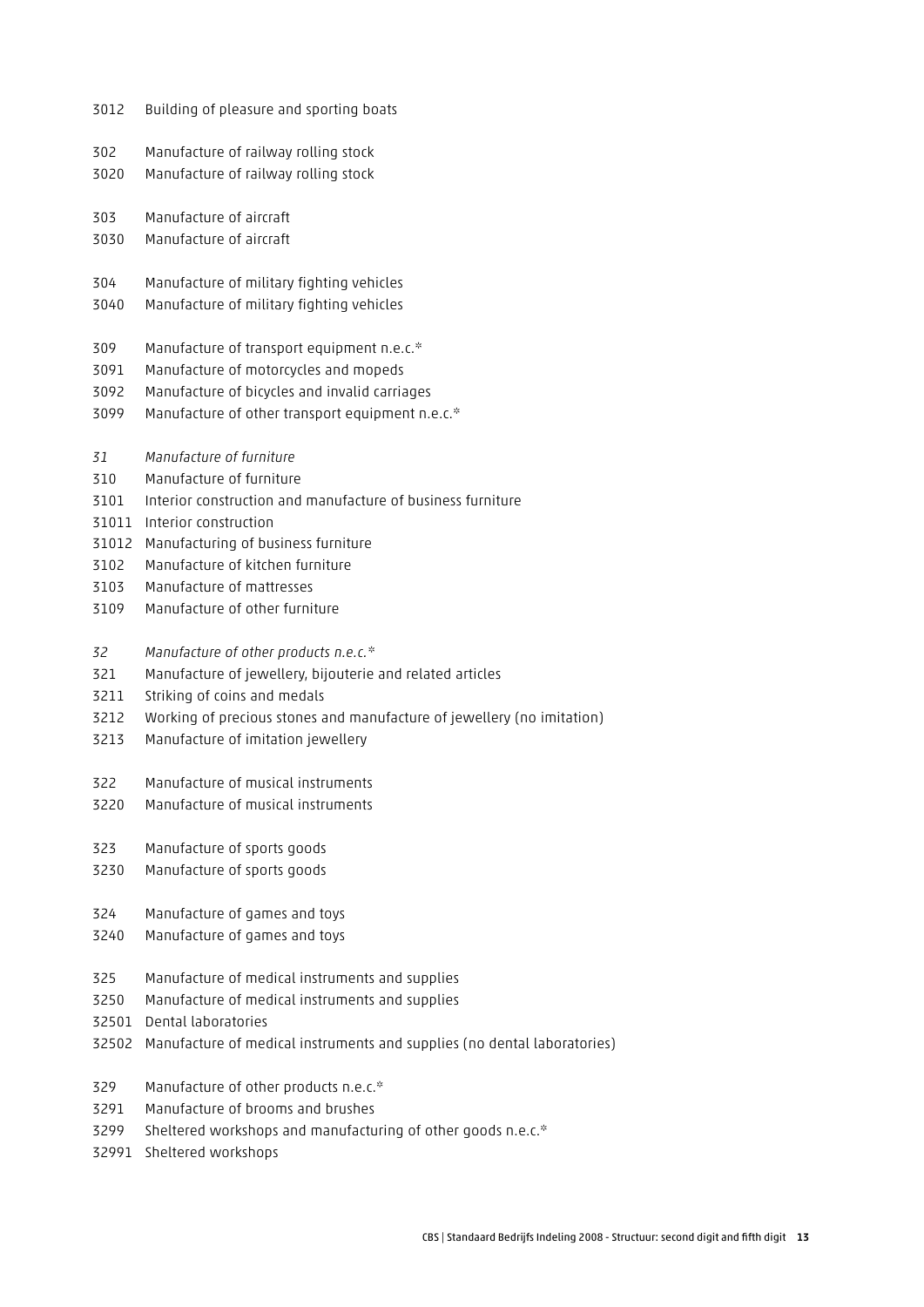3012 Building of pleasure and sporting boats

302 Manufacture of railway rolling stock
3020 Manufacture of railway rolling stock

303 Manufacture of aircraft
3030 Manufacture of aircraft

304 Manufacture of military fighting vehicles
3040 Manufacture of military fighting vehicles

309 Manufacture of transport equipment n.e.c.*
3091 Manufacture of motorcycles and mopeds
3092 Manufacture of bicycles and invalid carriages
3099 Manufacture of other transport equipment n.e.c.*

*31 Manufacture of furniture*
310 Manufacture of furniture
3101 Interior construction and manufacture of business furniture
31011 Interior construction
31012 Manufacturing of business furniture
3102 Manufacture of kitchen furniture
3103 Manufacture of mattresses
3109 Manufacture of other furniture

*32 Manufacture of other products n.e.c.**
321 Manufacture of jewellery, bijouterie and related articles
3211 Striking of coins and medals
3212 Working of precious stones and manufacture of jewellery (no imitation)
3213 Manufacture of imitation jewellery

322 Manufacture of musical instruments
3220 Manufacture of musical instruments

323 Manufacture of sports goods
3230 Manufacture of sports goods

324 Manufacture of games and toys
3240 Manufacture of games and toys

325 Manufacture of medical instruments and supplies
3250 Manufacture of medical instruments and supplies
32501 Dental laboratories
32502 Manufacture of medical instruments and supplies (no dental laboratories)

329 Manufacture of other products n.e.c.*
3291 Manufacture of brooms and brushes
3299 Sheltered workshops and manufacturing of other goods n.e.c.*
32991 Sheltered workshops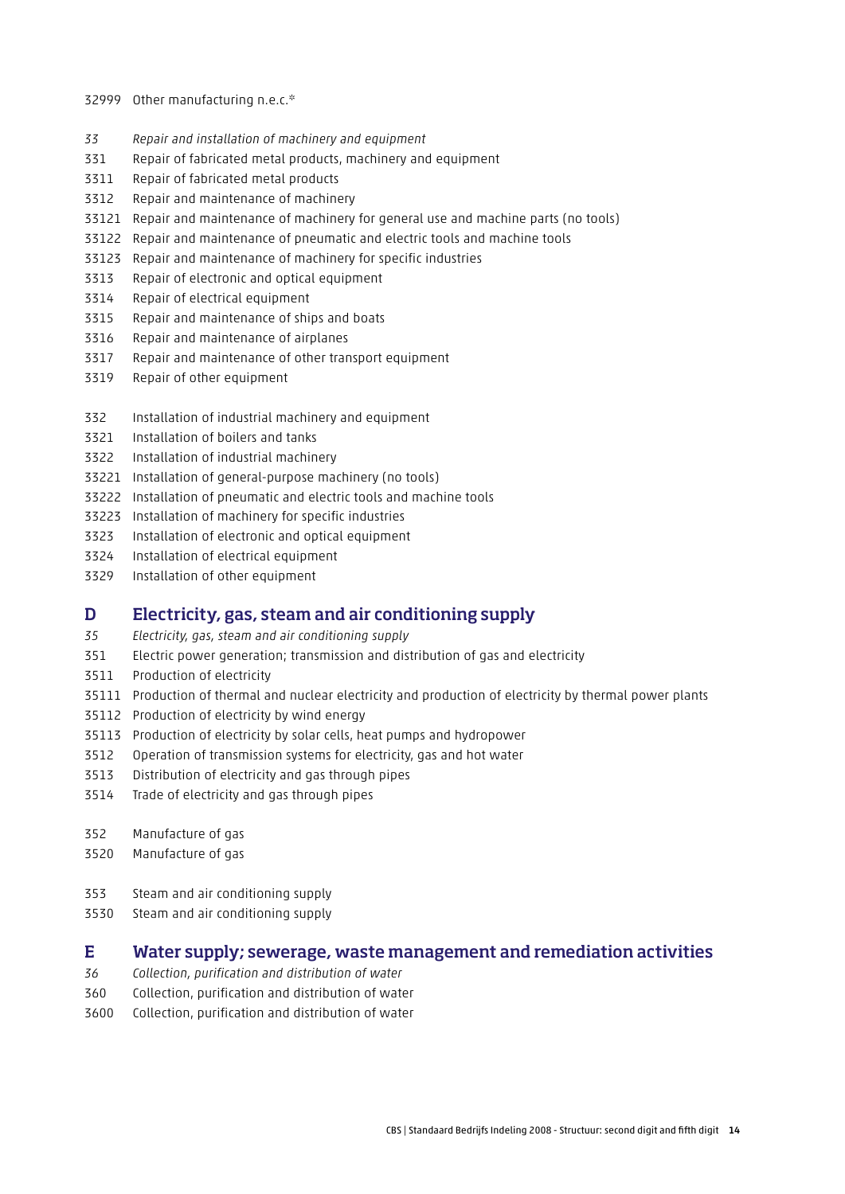32999 Other manufacturing n.e.c.*

*33 Repair and installation of machinery and equipment*

331 Repair of fabricated metal products, machinery and equipment
3311 Repair of fabricated metal products
3312 Repair and maintenance of machinery
33121 Repair and maintenance of machinery for general use and machine parts (no tools)
33122 Repair and maintenance of pneumatic and electric tools and machine tools
33123 Repair and maintenance of machinery for specific industries
3313 Repair of electronic and optical equipment
3314 Repair of electrical equipment
3315 Repair and maintenance of ships and boats
3316 Repair and maintenance of airplanes
3317 Repair and maintenance of other transport equipment
3319 Repair of other equipment

332 Installation of industrial machinery and equipment
3321 Installation of boilers and tanks
3322 Installation of industrial machinery
33221 Installation of general-purpose machinery (no tools)
33222 Installation of pneumatic and electric tools and machine tools
33223 Installation of machinery for specific industries
3323 Installation of electronic and optical equipment
3324 Installation of electrical equipment
3329 Installation of other equipment

## D Electricity, gas, steam and air conditioning supply

*35 Electricity, gas, steam and air conditioning supply*

351 Electric power generation; transmission and distribution of gas and electricity
3511 Production of electricity
35111 Production of thermal and nuclear electricity and production of electricity by thermal power plants
35112 Production of electricity by wind energy
35113 Production of electricity by solar cells, heat pumps and hydropower
3512 Operation of transmission systems for electricity, gas and hot water
3513 Distribution of electricity and gas through pipes
3514 Trade of electricity and gas through pipes

352 Manufacture of gas
3520 Manufacture of gas

353 Steam and air conditioning supply
3530 Steam and air conditioning supply

## E Water supply; sewerage, waste management and remediation activities

*36 Collection, purification and distribution of water*

360 Collection, purification and distribution of water
3600 Collection, purification and distribution of water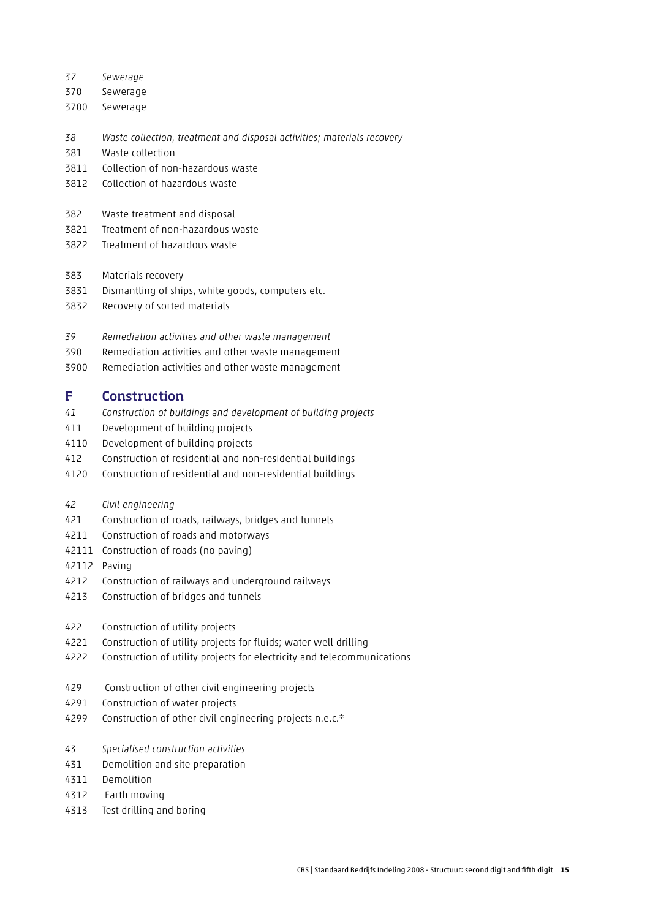*37* *Sewerage*
370 Sewerage
3700 Sewerage

*38* *Waste collection, treatment and disposal activities; materials recovery*
381 Waste collection
3811 Collection of non-hazardous waste
3812 Collection of hazardous waste

382 Waste treatment and disposal
3821 Treatment of non-hazardous waste
3822 Treatment of hazardous waste

383 Materials recovery
3831 Dismantling of ships, white goods, computers etc.
3832 Recovery of sorted materials

*39* *Remediation activities and other waste management*
390 Remediation activities and other waste management
3900 Remediation activities and other waste management

## F Construction

*41* *Construction of buildings and development of building projects*
411 Development of building projects
4110 Development of building projects
412 Construction of residential and non-residential buildings
4120 Construction of residential and non-residential buildings

*42* *Civil engineering*
421 Construction of roads, railways, bridges and tunnels
4211 Construction of roads and motorways
42111 Construction of roads (no paving)
42112 Paving
4212 Construction of railways and underground railways
4213 Construction of bridges and tunnels

422 Construction of utility projects
4221 Construction of utility projects for fluids; water well drilling
4222 Construction of utility projects for electricity and telecommunications

429 Construction of other civil engineering projects
4291 Construction of water projects
4299 Construction of other civil engineering projects n.e.c.*

*43* *Specialised construction activities*
431 Demolition and site preparation
4311 Demolition
4312 Earth moving
4313 Test drilling and boring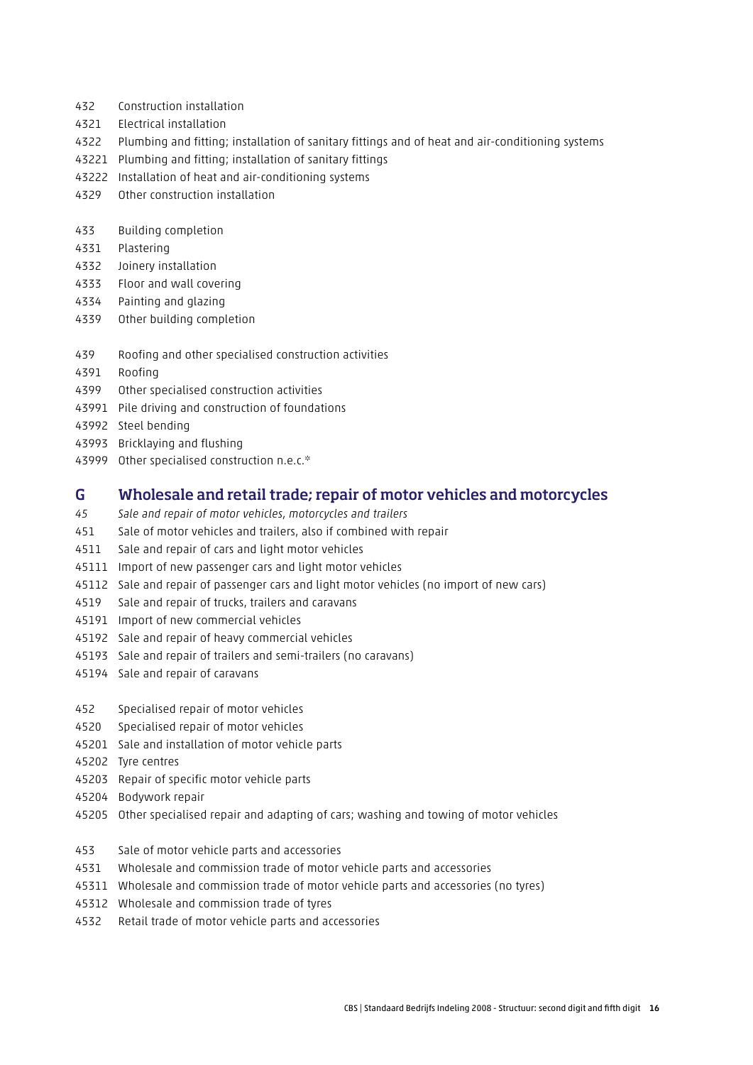432 Construction installation
4321 Electrical installation
4322 Plumbing and fitting; installation of sanitary fittings and of heat and air-conditioning systems
43221 Plumbing and fitting; installation of sanitary fittings
43222 Installation of heat and air-conditioning systems
4329 Other construction installation

433 Building completion
4331 Plastering
4332 Joinery installation
4333 Floor and wall covering
4334 Painting and glazing
4339 Other building completion

439 Roofing and other specialised construction activities
4391 Roofing
4399 Other specialised construction activities
43991 Pile driving and construction of foundations
43992 Steel bending
43993 Bricklaying and flushing
43999 Other specialised construction n.e.c.*

## G Wholesale and retail trade; repair of motor vehicles and motorcycles

*45 Sale and repair of motor vehicles, motorcycles and trailers*
451 Sale of motor vehicles and trailers, also if combined with repair
4511 Sale and repair of cars and light motor vehicles
45111 Import of new passenger cars and light motor vehicles
45112 Sale and repair of passenger cars and light motor vehicles (no import of new cars)
4519 Sale and repair of trucks, trailers and caravans
45191 Import of new commercial vehicles
45192 Sale and repair of heavy commercial vehicles
45193 Sale and repair of trailers and semi-trailers (no caravans)
45194 Sale and repair of caravans

452 Specialised repair of motor vehicles
4520 Specialised repair of motor vehicles
45201 Sale and installation of motor vehicle parts
45202 Tyre centres
45203 Repair of specific motor vehicle parts
45204 Bodywork repair
45205 Other specialised repair and adapting of cars; washing and towing of motor vehicles

453 Sale of motor vehicle parts and accessories
4531 Wholesale and commission trade of motor vehicle parts and accessories
45311 Wholesale and commission trade of motor vehicle parts and accessories (no tyres)
45312 Wholesale and commission trade of tyres
4532 Retail trade of motor vehicle parts and accessories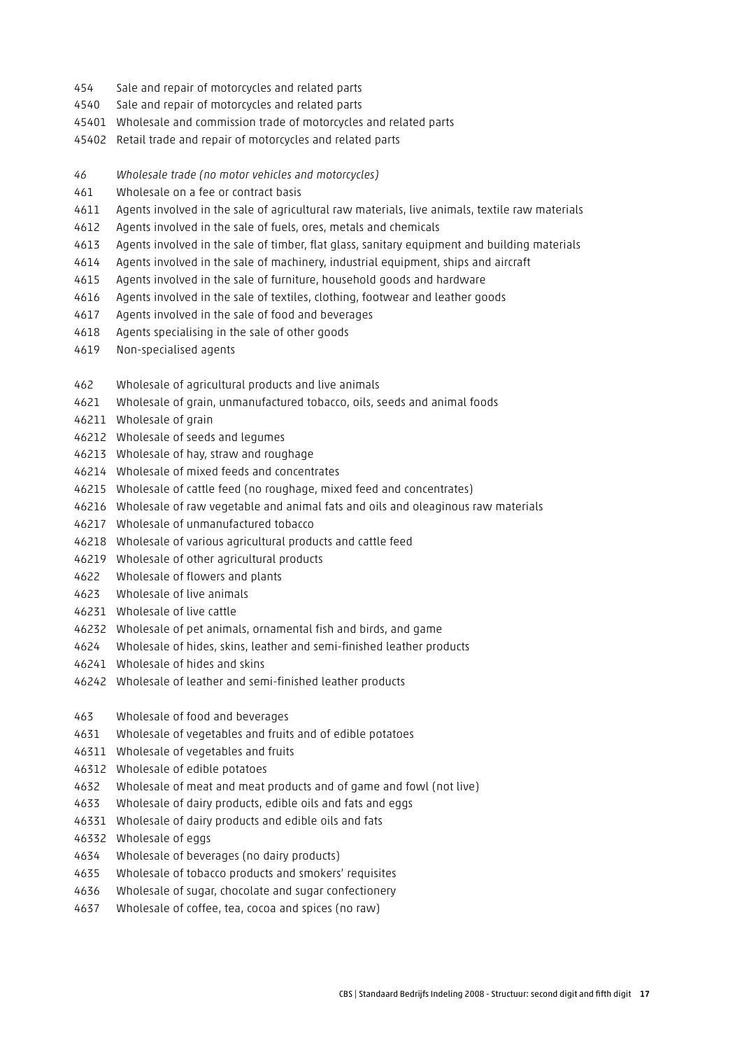454 Sale and repair of motorcycles and related parts
4540 Sale and repair of motorcycles and related parts
45401 Wholesale and commission trade of motorcycles and related parts
45402 Retail trade and repair of motorcycles and related parts

46 *Wholesale trade (no motor vehicles and motorcycles)*
461 Wholesale on a fee or contract basis
4611 Agents involved in the sale of agricultural raw materials, live animals, textile raw materials
4612 Agents involved in the sale of fuels, ores, metals and chemicals
4613 Agents involved in the sale of timber, flat glass, sanitary equipment and building materials
4614 Agents involved in the sale of machinery, industrial equipment, ships and aircraft
4615 Agents involved in the sale of furniture, household goods and hardware
4616 Agents involved in the sale of textiles, clothing, footwear and leather goods
4617 Agents involved in the sale of food and beverages
4618 Agents specialising in the sale of other goods
4619 Non-specialised agents

462 Wholesale of agricultural products and live animals
4621 Wholesale of grain, unmanufactured tobacco, oils, seeds and animal foods
46211 Wholesale of grain
46212 Wholesale of seeds and legumes
46213 Wholesale of hay, straw and roughage
46214 Wholesale of mixed feeds and concentrates
46215 Wholesale of cattle feed (no roughage, mixed feed and concentrates)
46216 Wholesale of raw vegetable and animal fats and oils and oleaginous raw materials
46217 Wholesale of unmanufactured tobacco
46218 Wholesale of various agricultural products and cattle feed
46219 Wholesale of other agricultural products
4622 Wholesale of flowers and plants
4623 Wholesale of live animals
46231 Wholesale of live cattle
46232 Wholesale of pet animals, ornamental fish and birds, and game
4624 Wholesale of hides, skins, leather and semi-finished leather products
46241 Wholesale of hides and skins
46242 Wholesale of leather and semi-finished leather products

463 Wholesale of food and beverages
4631 Wholesale of vegetables and fruits and of edible potatoes
46311 Wholesale of vegetables and fruits
46312 Wholesale of edible potatoes
4632 Wholesale of meat and meat products and of game and fowl (not live)
4633 Wholesale of dairy products, edible oils and fats and eggs
46331 Wholesale of dairy products and edible oils and fats
46332 Wholesale of eggs
4634 Wholesale of beverages (no dairy products)
4635 Wholesale of tobacco products and smokers' requisites
4636 Wholesale of sugar, chocolate and sugar confectionery
4637 Wholesale of coffee, tea, cocoa and spices (no raw)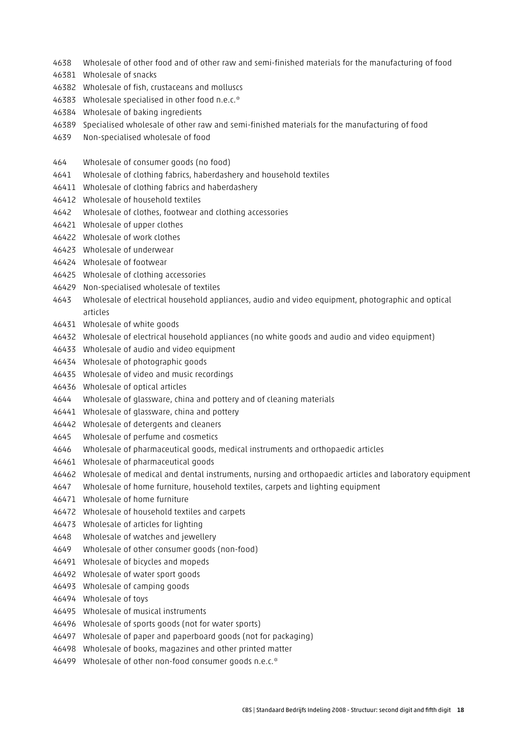4638 Wholesale of other food and of other raw and semi-finished materials for the manufacturing of food
46381 Wholesale of snacks
46382 Wholesale of fish, crustaceans and molluscs
46383 Wholesale specialised in other food n.e.c.*
46384 Wholesale of baking ingredients
46389 Specialised wholesale of other raw and semi-finished materials for the manufacturing of food
4639 Non-specialised wholesale of food

464 Wholesale of consumer goods (no food)
4641 Wholesale of clothing fabrics, haberdashery and household textiles
46411 Wholesale of clothing fabrics and haberdashery
46412 Wholesale of household textiles
4642 Wholesale of clothes, footwear and clothing accessories
46421 Wholesale of upper clothes
46422 Wholesale of work clothes
46423 Wholesale of underwear
46424 Wholesale of footwear
46425 Wholesale of clothing accessories
46429 Non-specialised wholesale of textiles
4643 Wholesale of electrical household appliances, audio and video equipment, photographic and optical articles
46431 Wholesale of white goods
46432 Wholesale of electrical household appliances (no white goods and audio and video equipment)
46433 Wholesale of audio and video equipment
46434 Wholesale of photographic goods
46435 Wholesale of video and music recordings
46436 Wholesale of optical articles
4644 Wholesale of glassware, china and pottery and of cleaning materials
46441 Wholesale of glassware, china and pottery
46442 Wholesale of detergents and cleaners
4645 Wholesale of perfume and cosmetics
4646 Wholesale of pharmaceutical goods, medical instruments and orthopaedic articles
46461 Wholesale of pharmaceutical goods
46462 Wholesale of medical and dental instruments, nursing and orthopaedic articles and laboratory equipment
4647 Wholesale of home furniture, household textiles, carpets and lighting equipment
46471 Wholesale of home furniture
46472 Wholesale of household textiles and carpets
46473 Wholesale of articles for lighting
4648 Wholesale of watches and jewellery
4649 Wholesale of other consumer goods (non-food)
46491 Wholesale of bicycles and mopeds
46492 Wholesale of water sport goods
46493 Wholesale of camping goods
46494 Wholesale of toys
46495 Wholesale of musical instruments
46496 Wholesale of sports goods (not for water sports)
46497 Wholesale of paper and paperboard goods (not for packaging)
46498 Wholesale of books, magazines and other printed matter
46499 Wholesale of other non-food consumer goods n.e.c.*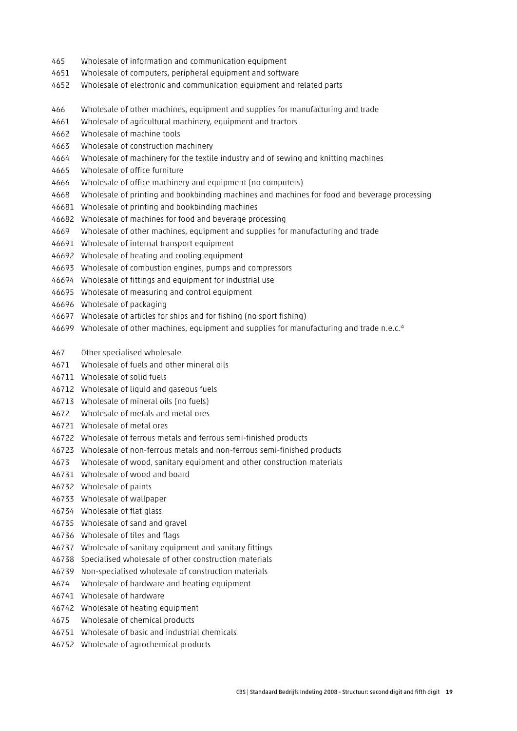465 Wholesale of information and communication equipment
4651 Wholesale of computers, peripheral equipment and software
4652 Wholesale of electronic and communication equipment and related parts

466 Wholesale of other machines, equipment and supplies for manufacturing and trade
4661 Wholesale of agricultural machinery, equipment and tractors
4662 Wholesale of machine tools
4663 Wholesale of construction machinery
4664 Wholesale of machinery for the textile industry and of sewing and knitting machines
4665 Wholesale of office furniture
4666 Wholesale of office machinery and equipment (no computers)
4668 Wholesale of printing and bookbinding machines and machines for food and beverage processing
46681 Wholesale of printing and bookbinding machines
46682 Wholesale of machines for food and beverage processing
4669 Wholesale of other machines, equipment and supplies for manufacturing and trade
46691 Wholesale of internal transport equipment
46692 Wholesale of heating and cooling equipment
46693 Wholesale of combustion engines, pumps and compressors
46694 Wholesale of fittings and equipment for industrial use
46695 Wholesale of measuring and control equipment
46696 Wholesale of packaging
46697 Wholesale of articles for ships and for fishing (no sport fishing)
46699 Wholesale of other machines, equipment and supplies for manufacturing and trade n.e.c.*

467 Other specialised wholesale
4671 Wholesale of fuels and other mineral oils
46711 Wholesale of solid fuels
46712 Wholesale of liquid and gaseous fuels
46713 Wholesale of mineral oils (no fuels)
4672 Wholesale of metals and metal ores
46721 Wholesale of metal ores
46722 Wholesale of ferrous metals and ferrous semi-finished products
46723 Wholesale of non-ferrous metals and non-ferrous semi-finished products
4673 Wholesale of wood, sanitary equipment and other construction materials
46731 Wholesale of wood and board
46732 Wholesale of paints
46733 Wholesale of wallpaper
46734 Wholesale of flat glass
46735 Wholesale of sand and gravel
46736 Wholesale of tiles and flags
46737 Wholesale of sanitary equipment and sanitary fittings
46738 Specialised wholesale of other construction materials
46739 Non-specialised wholesale of construction materials
4674 Wholesale of hardware and heating equipment
46741 Wholesale of hardware
46742 Wholesale of heating equipment
4675 Wholesale of chemical products
46751 Wholesale of basic and industrial chemicals
46752 Wholesale of agrochemical products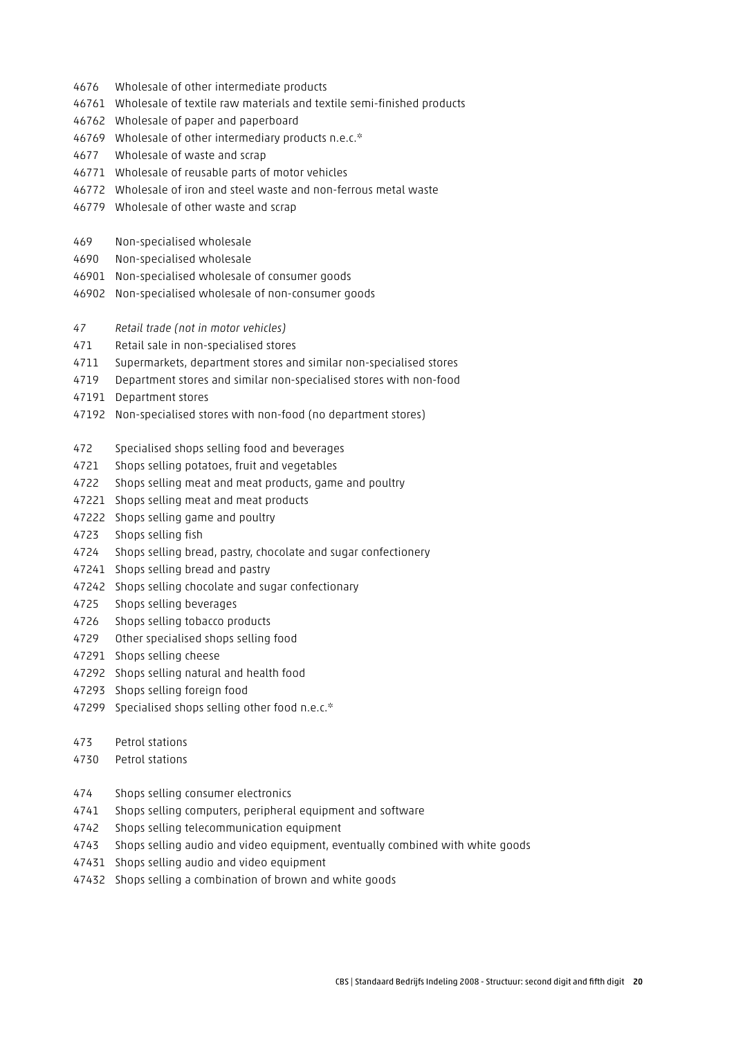4676 Wholesale of other intermediate products
46761 Wholesale of textile raw materials and textile semi-finished products
46762 Wholesale of paper and paperboard
46769 Wholesale of other intermediary products n.e.c.*
4677 Wholesale of waste and scrap
46771 Wholesale of reusable parts of motor vehicles
46772 Wholesale of iron and steel waste and non-ferrous metal waste
46779 Wholesale of other waste and scrap

469 Non-specialised wholesale
4690 Non-specialised wholesale
46901 Non-specialised wholesale of consumer goods
46902 Non-specialised wholesale of non-consumer goods

*47 Retail trade (not in motor vehicles)*
471 Retail sale in non-specialised stores
4711 Supermarkets, department stores and similar non-specialised stores
4719 Department stores and similar non-specialised stores with non-food
47191 Department stores
47192 Non-specialised stores with non-food (no department stores)

472 Specialised shops selling food and beverages
4721 Shops selling potatoes, fruit and vegetables
4722 Shops selling meat and meat products, game and poultry
47221 Shops selling meat and meat products
47222 Shops selling game and poultry
4723 Shops selling fish
4724 Shops selling bread, pastry, chocolate and sugar confectionery
47241 Shops selling bread and pastry
47242 Shops selling chocolate and sugar confectionary
4725 Shops selling beverages
4726 Shops selling tobacco products
4729 Other specialised shops selling food
47291 Shops selling cheese
47292 Shops selling natural and health food
47293 Shops selling foreign food
47299 Specialised shops selling other food n.e.c.*

473 Petrol stations
4730 Petrol stations

474 Shops selling consumer electronics
4741 Shops selling computers, peripheral equipment and software
4742 Shops selling telecommunication equipment
4743 Shops selling audio and video equipment, eventually combined with white goods
47431 Shops selling audio and video equipment
47432 Shops selling a combination of brown and white goods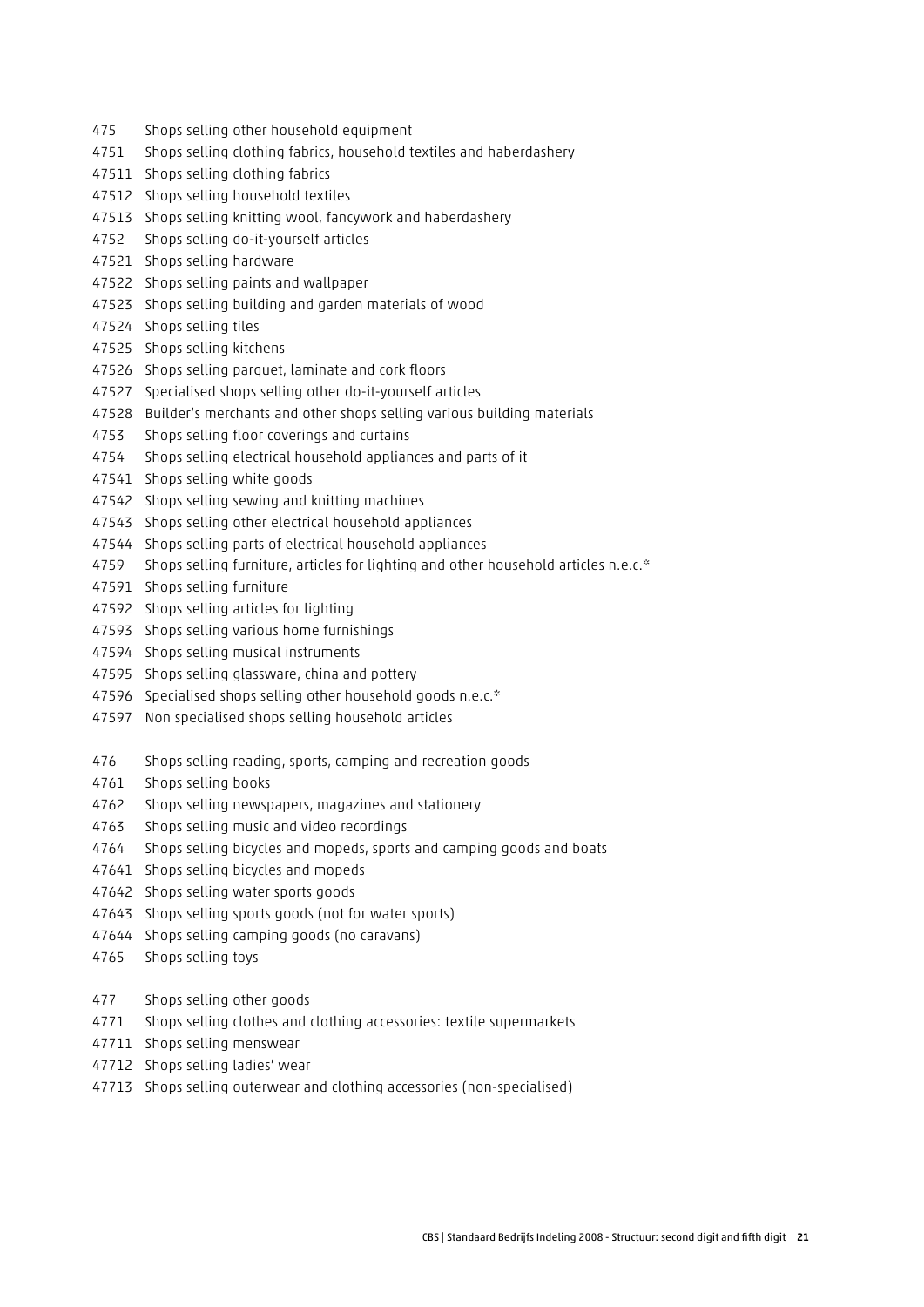475 Shops selling other household equipment
4751 Shops selling clothing fabrics, household textiles and haberdashery
47511 Shops selling clothing fabrics
47512 Shops selling household textiles
47513 Shops selling knitting wool, fancywork and haberdashery
4752 Shops selling do-it-yourself articles
47521 Shops selling hardware
47522 Shops selling paints and wallpaper
47523 Shops selling building and garden materials of wood
47524 Shops selling tiles
47525 Shops selling kitchens
47526 Shops selling parquet, laminate and cork floors
47527 Specialised shops selling other do-it-yourself articles
47528 Builder's merchants and other shops selling various building materials
4753 Shops selling floor coverings and curtains
4754 Shops selling electrical household appliances and parts of it
47541 Shops selling white goods
47542 Shops selling sewing and knitting machines
47543 Shops selling other electrical household appliances
47544 Shops selling parts of electrical household appliances
4759 Shops selling furniture, articles for lighting and other household articles n.e.c.*
47591 Shops selling furniture
47592 Shops selling articles for lighting
47593 Shops selling various home furnishings
47594 Shops selling musical instruments
47595 Shops selling glassware, china and pottery
47596 Specialised shops selling other household goods n.e.c.*
47597 Non specialised shops selling household articles

476 Shops selling reading, sports, camping and recreation goods
4761 Shops selling books
4762 Shops selling newspapers, magazines and stationery
4763 Shops selling music and video recordings
4764 Shops selling bicycles and mopeds, sports and camping goods and boats
47641 Shops selling bicycles and mopeds
47642 Shops selling water sports goods
47643 Shops selling sports goods (not for water sports)
47644 Shops selling camping goods (no caravans)
4765 Shops selling toys

477 Shops selling other goods
4771 Shops selling clothes and clothing accessories: textile supermarkets
47711 Shops selling menswear
47712 Shops selling ladies' wear
47713 Shops selling outerwear and clothing accessories (non-specialised)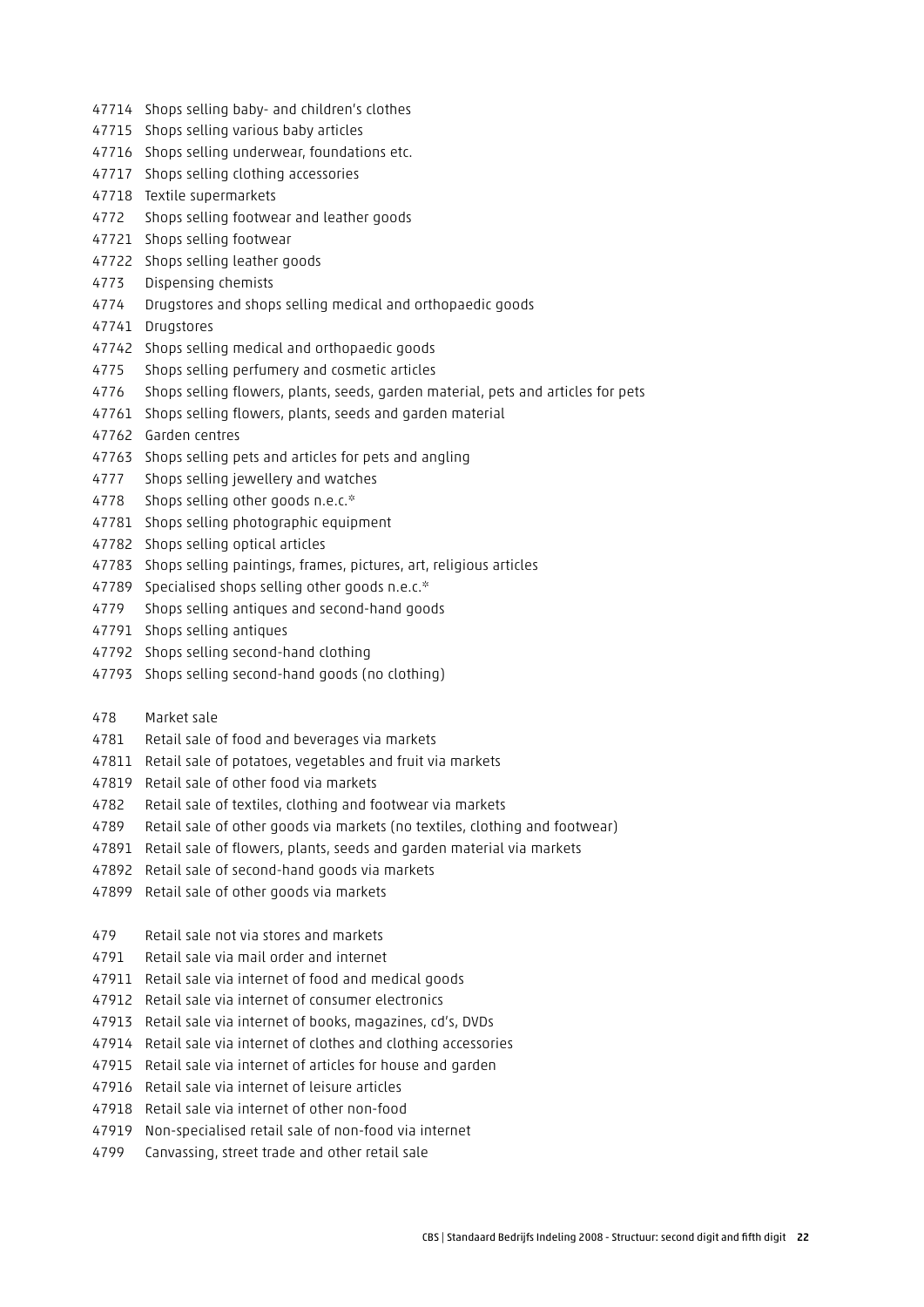47714 Shops selling baby- and children's clothes
47715 Shops selling various baby articles
47716 Shops selling underwear, foundations etc.
47717 Shops selling clothing accessories
47718 Textile supermarkets
4772 Shops selling footwear and leather goods
47721 Shops selling footwear
47722 Shops selling leather goods
4773 Dispensing chemists
4774 Drugstores and shops selling medical and orthopaedic goods
47741 Drugstores
47742 Shops selling medical and orthopaedic goods
4775 Shops selling perfumery and cosmetic articles
4776 Shops selling flowers, plants, seeds, garden material, pets and articles for pets
47761 Shops selling flowers, plants, seeds and garden material
47762 Garden centres
47763 Shops selling pets and articles for pets and angling
4777 Shops selling jewellery and watches
4778 Shops selling other goods n.e.c.*
47781 Shops selling photographic equipment
47782 Shops selling optical articles
47783 Shops selling paintings, frames, pictures, art, religious articles
47789 Specialised shops selling other goods n.e.c.*
4779 Shops selling antiques and second-hand goods
47791 Shops selling antiques
47792 Shops selling second-hand clothing
47793 Shops selling second-hand goods (no clothing)

478 Market sale
4781 Retail sale of food and beverages via markets
47811 Retail sale of potatoes, vegetables and fruit via markets
47819 Retail sale of other food via markets
4782 Retail sale of textiles, clothing and footwear via markets
4789 Retail sale of other goods via markets (no textiles, clothing and footwear)
47891 Retail sale of flowers, plants, seeds and garden material via markets
47892 Retail sale of second-hand goods via markets
47899 Retail sale of other goods via markets

479 Retail sale not via stores and markets
4791 Retail sale via mail order and internet
47911 Retail sale via internet of food and medical goods
47912 Retail sale via internet of consumer electronics
47913 Retail sale via internet of books, magazines, cd's, DVDs
47914 Retail sale via internet of clothes and clothing accessories
47915 Retail sale via internet of articles for house and garden
47916 Retail sale via internet of leisure articles
47918 Retail sale via internet of other non-food
47919 Non-specialised retail sale of non-food via internet
4799 Canvassing, street trade and other retail sale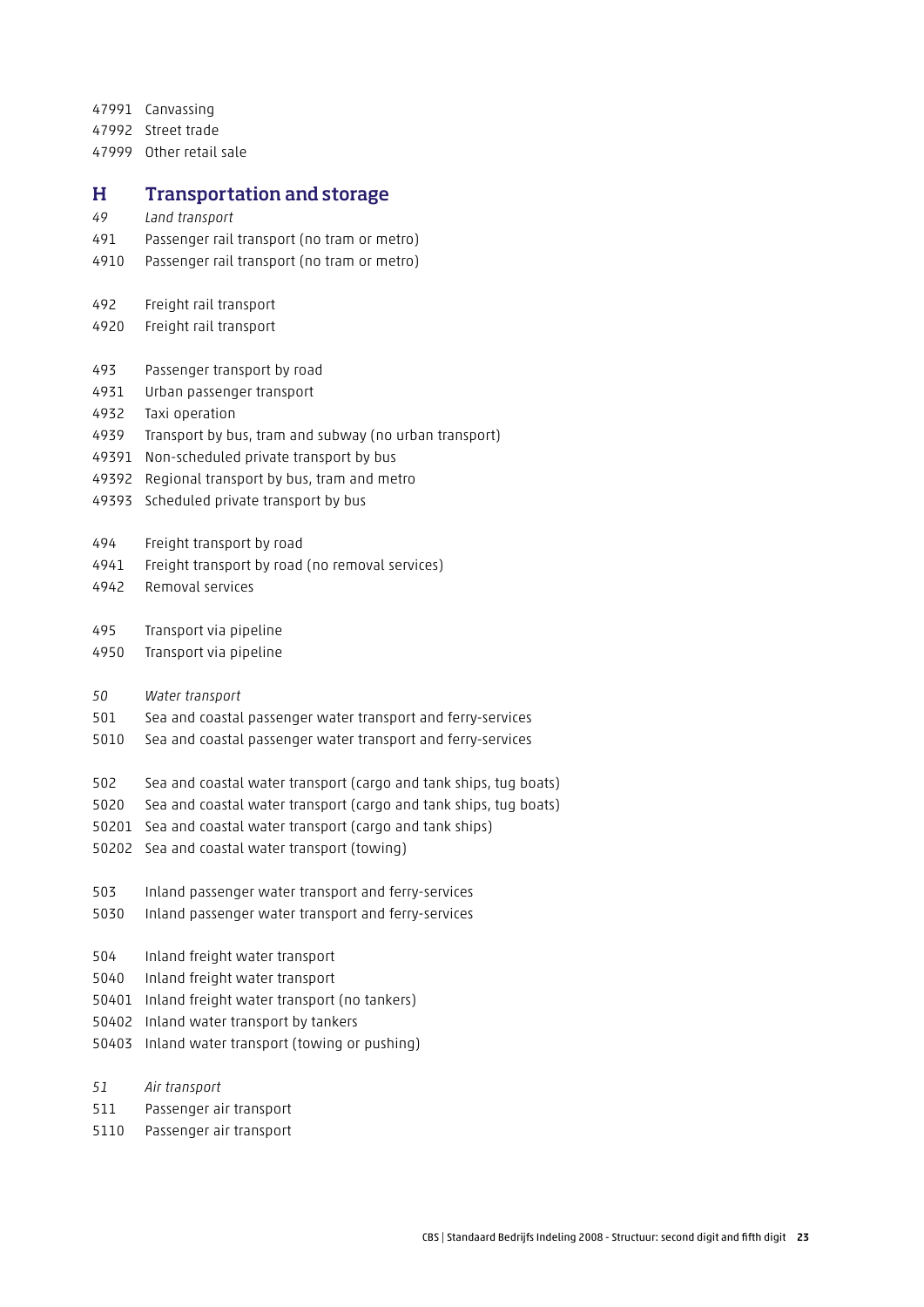47991 Canvassing
47992 Street trade
47999 Other retail sale

## H Transportation and storage

*49 Land transport*
491 Passenger rail transport (no tram or metro)
4910 Passenger rail transport (no tram or metro)

492 Freight rail transport
4920 Freight rail transport

493 Passenger transport by road
4931 Urban passenger transport
4932 Taxi operation
4939 Transport by bus, tram and subway (no urban transport)
49391 Non-scheduled private transport by bus
49392 Regional transport by bus, tram and metro
49393 Scheduled private transport by bus

494 Freight transport by road
4941 Freight transport by road (no removal services)
4942 Removal services

495 Transport via pipeline
4950 Transport via pipeline

*50 Water transport*
501 Sea and coastal passenger water transport and ferry-services
5010 Sea and coastal passenger water transport and ferry-services

502 Sea and coastal water transport (cargo and tank ships, tug boats)
5020 Sea and coastal water transport (cargo and tank ships, tug boats)
50201 Sea and coastal water transport (cargo and tank ships)
50202 Sea and coastal water transport (towing)

503 Inland passenger water transport and ferry-services
5030 Inland passenger water transport and ferry-services

504 Inland freight water transport
5040 Inland freight water transport
50401 Inland freight water transport (no tankers)
50402 Inland water transport by tankers
50403 Inland water transport (towing or pushing)

*51 Air transport*
511 Passenger air transport
5110 Passenger air transport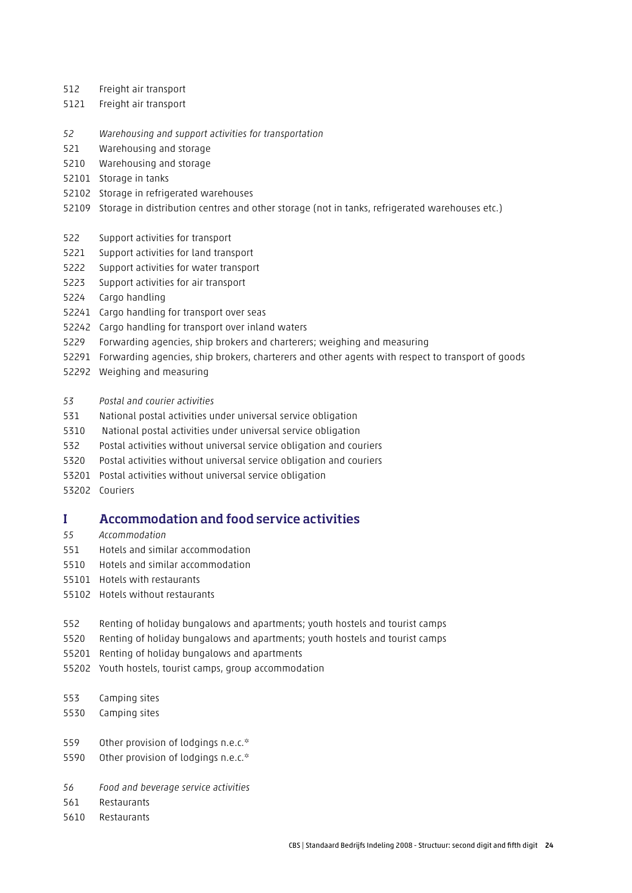512 Freight air transport
5121 Freight air transport

*52 Warehousing and support activities for transportation*
521 Warehousing and storage
5210 Warehousing and storage
52101 Storage in tanks
52102 Storage in refrigerated warehouses
52109 Storage in distribution centres and other storage (not in tanks, refrigerated warehouses etc.)

522 Support activities for transport
5221 Support activities for land transport
5222 Support activities for water transport
5223 Support activities for air transport
5224 Cargo handling
52241 Cargo handling for transport over seas
52242 Cargo handling for transport over inland waters
5229 Forwarding agencies, ship brokers and charterers; weighing and measuring
52291 Forwarding agencies, ship brokers, charterers and other agents with respect to transport of goods
52292 Weighing and measuring

*53 Postal and courier activities*
531 National postal activities under universal service obligation
5310 National postal activities under universal service obligation
532 Postal activities without universal service obligation and couriers
5320 Postal activities without universal service obligation and couriers
53201 Postal activities without universal service obligation
53202 Couriers

## I Accommodation and food service activities

*55 Accommodation*
551 Hotels and similar accommodation
5510 Hotels and similar accommodation
55101 Hotels with restaurants
55102 Hotels without restaurants

552 Renting of holiday bungalows and apartments; youth hostels and tourist camps
5520 Renting of holiday bungalows and apartments; youth hostels and tourist camps
55201 Renting of holiday bungalows and apartments
55202 Youth hostels, tourist camps, group accommodation

553 Camping sites
5530 Camping sites

559 Other provision of lodgings n.e.c.*
5590 Other provision of lodgings n.e.c.*

*56 Food and beverage service activities*
561 Restaurants
5610 Restaurants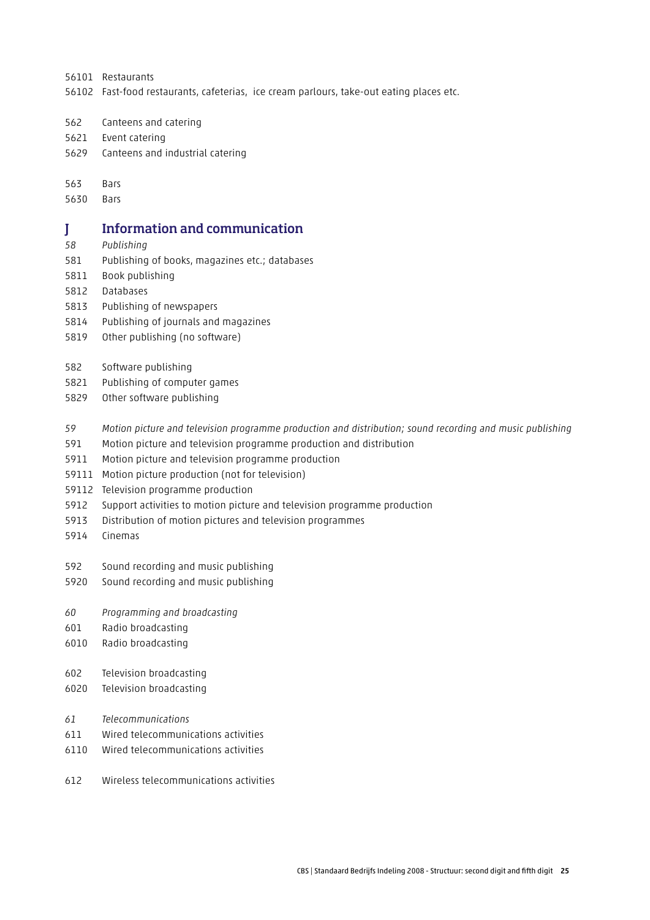56101 Restaurants
56102 Fast-food restaurants, cafeterias, ice cream parlours, take-out eating places etc.

562 Canteens and catering
5621 Event catering
5629 Canteens and industrial catering

563 Bars
5630 Bars

## J Information and communication

*58 Publishing*
581 Publishing of books, magazines etc.; databases
5811 Book publishing
5812 Databases
5813 Publishing of newspapers
5814 Publishing of journals and magazines
5819 Other publishing (no software)

582 Software publishing
5821 Publishing of computer games
5829 Other software publishing

*59 Motion picture and television programme production and distribution; sound recording and music publishing*
591 Motion picture and television programme production and distribution
5911 Motion picture and television programme production
59111 Motion picture production (not for television)
59112 Television programme production
5912 Support activities to motion picture and television programme production
5913 Distribution of motion pictures and television programmes
5914 Cinemas

592 Sound recording and music publishing
5920 Sound recording and music publishing

*60 Programming and broadcasting*
601 Radio broadcasting
6010 Radio broadcasting

602 Television broadcasting
6020 Television broadcasting

*61 Telecommunications*
611 Wired telecommunications activities
6110 Wired telecommunications activities

612 Wireless telecommunications activities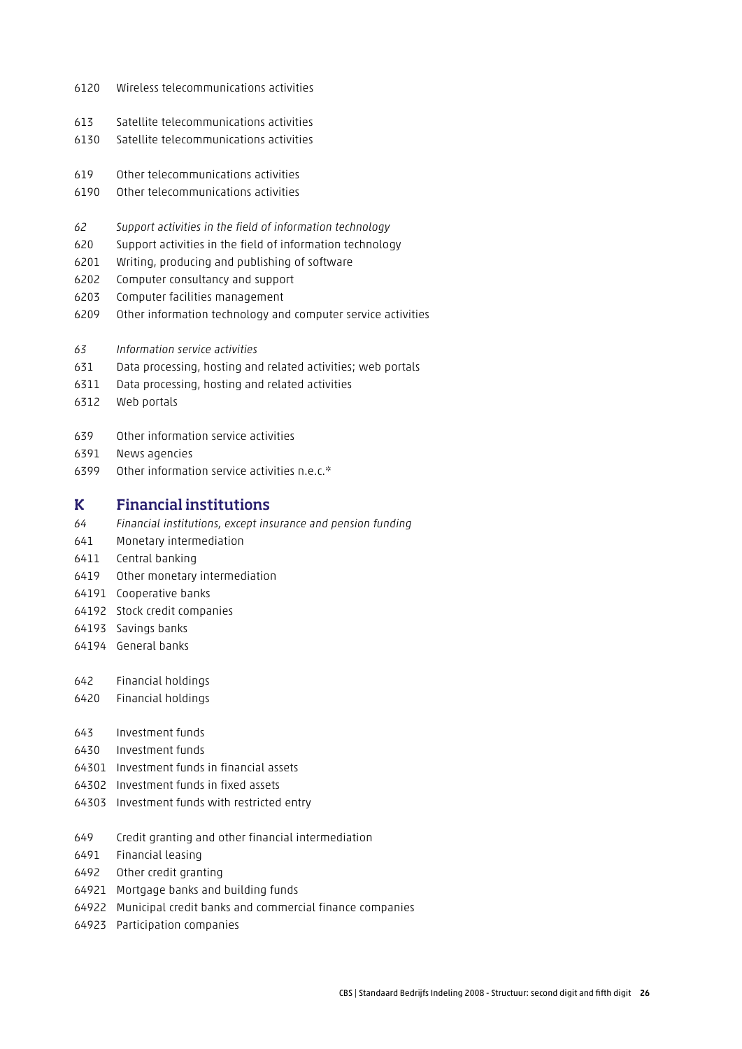6120 Wireless telecommunications activities

613 Satellite telecommunications activities
6130 Satellite telecommunications activities

619 Other telecommunications activities
6190 Other telecommunications activities

*62 Support activities in the field of information technology*
620 Support activities in the field of information technology
6201 Writing, producing and publishing of software
6202 Computer consultancy and support
6203 Computer facilities management
6209 Other information technology and computer service activities

*63 Information service activities*
631 Data processing, hosting and related activities; web portals
6311 Data processing, hosting and related activities
6312 Web portals

639 Other information service activities
6391 News agencies
6399 Other information service activities n.e.c.*

## K Financial institutions

*64 Financial institutions, except insurance and pension funding*
641 Monetary intermediation
6411 Central banking
6419 Other monetary intermediation
64191 Cooperative banks
64192 Stock credit companies
64193 Savings banks
64194 General banks

642 Financial holdings
6420 Financial holdings

643 Investment funds
6430 Investment funds
64301 Investment funds in financial assets
64302 Investment funds in fixed assets
64303 Investment funds with restricted entry

649 Credit granting and other financial intermediation
6491 Financial leasing
6492 Other credit granting
64921 Mortgage banks and building funds
64922 Municipal credit banks and commercial finance companies
64923 Participation companies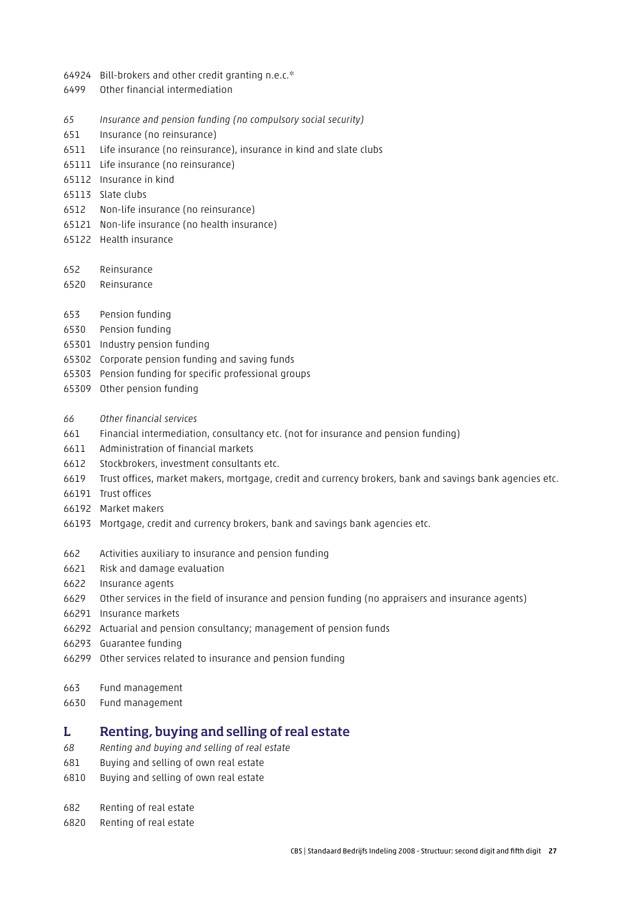64924 Bill-brokers and other credit granting n.e.c.*
6499 Other financial intermediation

*65 Insurance and pension funding (no compulsory social security)*
651 Insurance (no reinsurance)
6511 Life insurance (no reinsurance), insurance in kind and slate clubs
65111 Life insurance (no reinsurance)
65112 Insurance in kind
65113 Slate clubs
6512 Non-life insurance (no reinsurance)
65121 Non-life insurance (no health insurance)
65122 Health insurance

652 Reinsurance
6520 Reinsurance

653 Pension funding
6530 Pension funding
65301 Industry pension funding
65302 Corporate pension funding and saving funds
65303 Pension funding for specific professional groups
65309 Other pension funding

*66 Other financial services*
661 Financial intermediation, consultancy etc. (not for insurance and pension funding)
6611 Administration of financial markets
6612 Stockbrokers, investment consultants etc.
6619 Trust offices, market makers, mortgage, credit and currency brokers, bank and savings bank agencies etc.
66191 Trust offices
66192 Market makers
66193 Mortgage, credit and currency brokers, bank and savings bank agencies etc.

662 Activities auxiliary to insurance and pension funding
6621 Risk and damage evaluation
6622 Insurance agents
6629 Other services in the field of insurance and pension funding (no appraisers and insurance agents)
66291 Insurance markets
66292 Actuarial and pension consultancy; management of pension funds
66293 Guarantee funding
66299 Other services related to insurance and pension funding

663 Fund management
6630 Fund management

## L Renting, buying and selling of real estate

*68 Renting and buying and selling of real estate*
681 Buying and selling of own real estate
6810 Buying and selling of own real estate

682 Renting of real estate
6820 Renting of real estate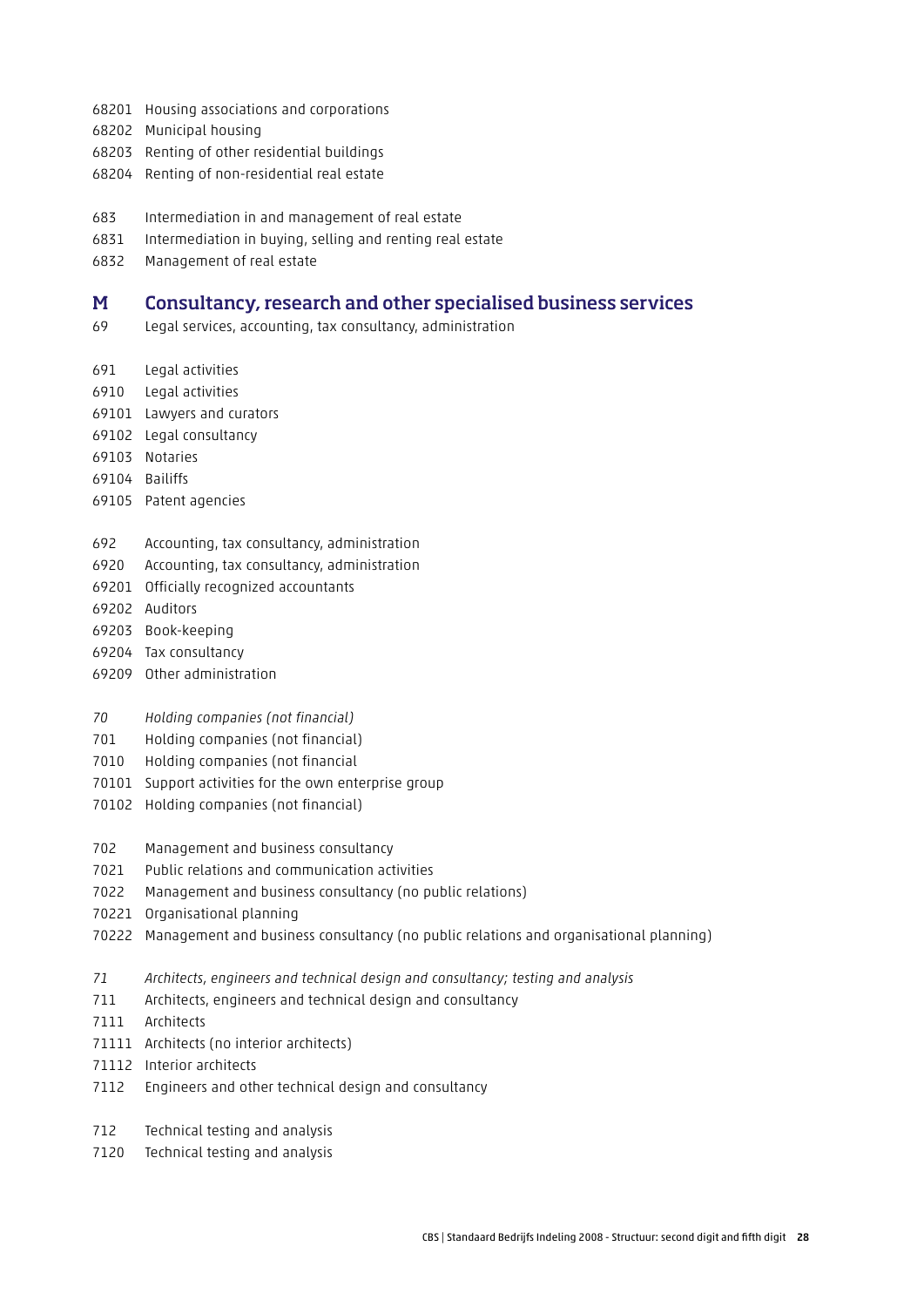68201 Housing associations and corporations
68202 Municipal housing
68203 Renting of other residential buildings
68204 Renting of non-residential real estate

683 Intermediation in and management of real estate
6831 Intermediation in buying, selling and renting real estate
6832 Management of real estate

## M Consultancy, research and other specialised business services

69 Legal services, accounting, tax consultancy, administration

691 Legal activities
6910 Legal activities
69101 Lawyers and curators
69102 Legal consultancy
69103 Notaries
69104 Bailiffs
69105 Patent agencies

692 Accounting, tax consultancy, administration
6920 Accounting, tax consultancy, administration
69201 Officially recognized accountants
69202 Auditors
69203 Book-keeping
69204 Tax consultancy
69209 Other administration

*70 Holding companies (not financial)*
701 Holding companies (not financial)
7010 Holding companies (not financial
70101 Support activities for the own enterprise group
70102 Holding companies (not financial)

702 Management and business consultancy
7021 Public relations and communication activities
7022 Management and business consultancy (no public relations)
70221 Organisational planning
70222 Management and business consultancy (no public relations and organisational planning)

*71 Architects, engineers and technical design and consultancy; testing and analysis*
711 Architects, engineers and technical design and consultancy
7111 Architects
71111 Architects (no interior architects)
71112 Interior architects
7112 Engineers and other technical design and consultancy

712 Technical testing and analysis
7120 Technical testing and analysis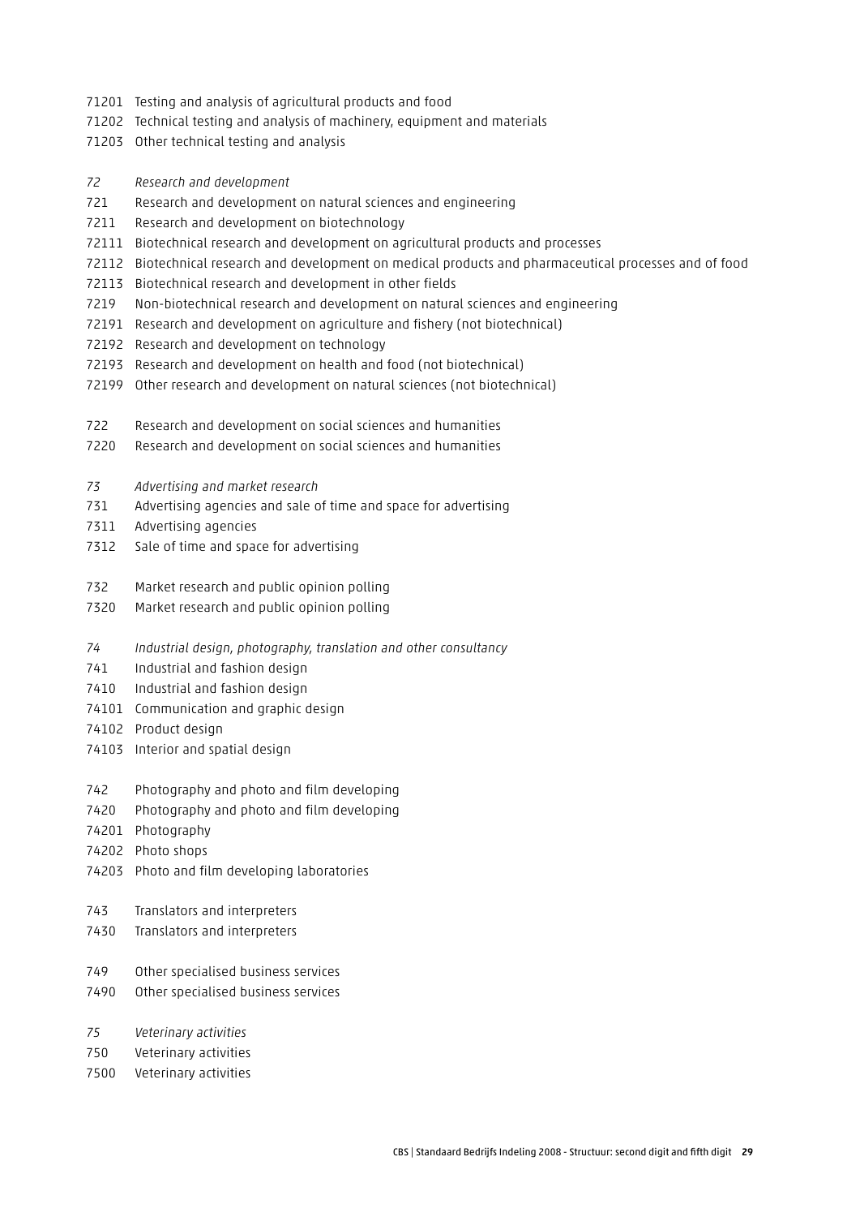71201 Testing and analysis of agricultural products and food
71202 Technical testing and analysis of machinery, equipment and materials
71203 Other technical testing and analysis

*72 Research and development*
721 Research and development on natural sciences and engineering
7211 Research and development on biotechnology
72111 Biotechnical research and development on agricultural products and processes
72112 Biotechnical research and development on medical products and pharmaceutical processes and of food
72113 Biotechnical research and development in other fields
7219 Non-biotechnical research and development on natural sciences and engineering
72191 Research and development on agriculture and fishery (not biotechnical)
72192 Research and development on technology
72193 Research and development on health and food (not biotechnical)
72199 Other research and development on natural sciences (not biotechnical)

722 Research and development on social sciences and humanities
7220 Research and development on social sciences and humanities

*73 Advertising and market research*
731 Advertising agencies and sale of time and space for advertising
7311 Advertising agencies
7312 Sale of time and space for advertising

732 Market research and public opinion polling
7320 Market research and public opinion polling

*74 Industrial design, photography, translation and other consultancy*
741 Industrial and fashion design
7410 Industrial and fashion design
74101 Communication and graphic design
74102 Product design
74103 Interior and spatial design

742 Photography and photo and film developing
7420 Photography and photo and film developing
74201 Photography
74202 Photo shops
74203 Photo and film developing laboratories

743 Translators and interpreters
7430 Translators and interpreters

749 Other specialised business services
7490 Other specialised business services

*75 Veterinary activities*
750 Veterinary activities
7500 Veterinary activities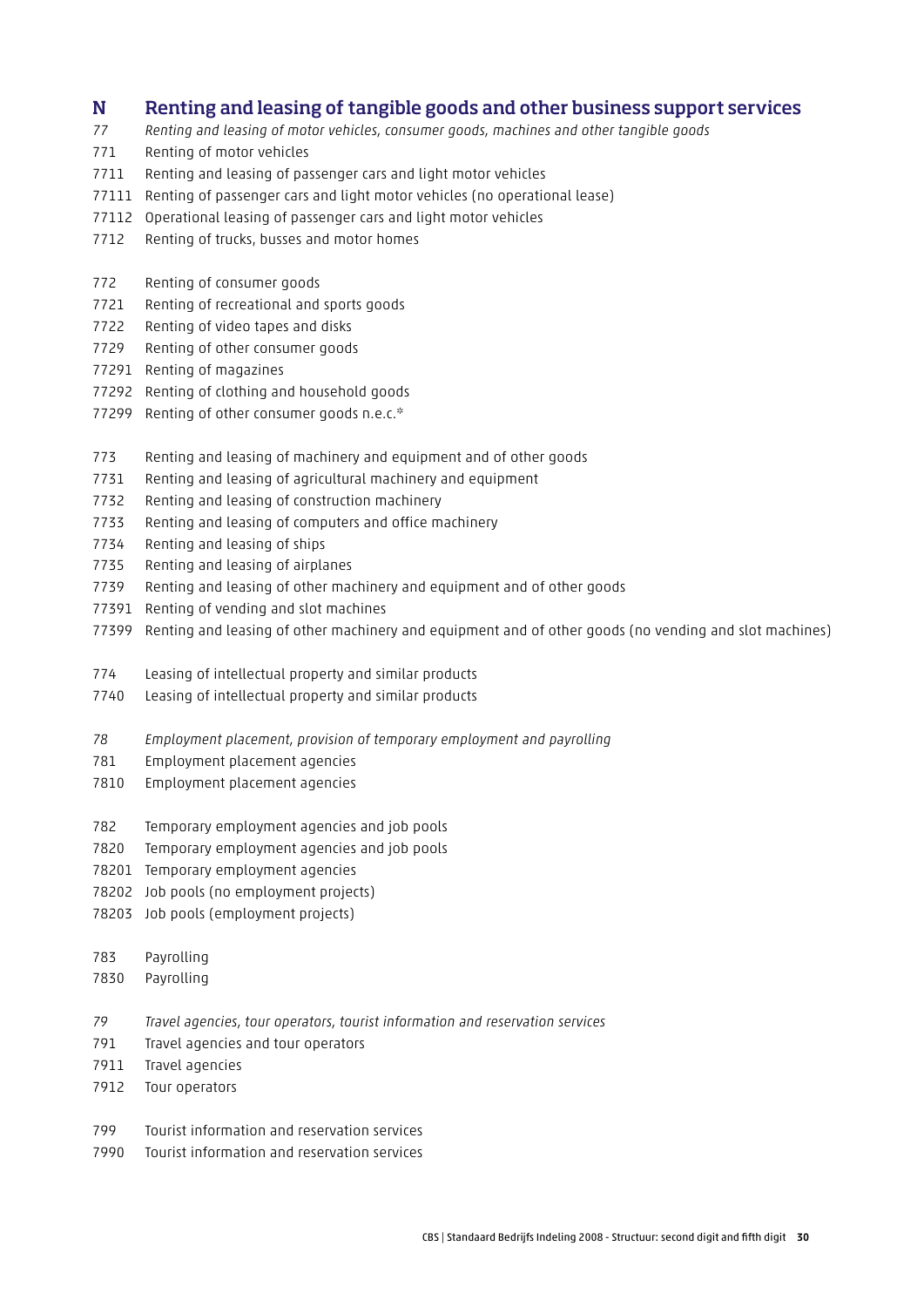## N Renting and leasing of tangible goods and other business support services

*77 Renting and leasing of motor vehicles, consumer goods, machines and other tangible goods*

771 Renting of motor vehicles
7711 Renting and leasing of passenger cars and light motor vehicles
77111 Renting of passenger cars and light motor vehicles (no operational lease)
77112 Operational leasing of passenger cars and light motor vehicles
7712 Renting of trucks, busses and motor homes

772 Renting of consumer goods
7721 Renting of recreational and sports goods
7722 Renting of video tapes and disks
7729 Renting of other consumer goods
77291 Renting of magazines
77292 Renting of clothing and household goods
77299 Renting of other consumer goods n.e.c.*

773 Renting and leasing of machinery and equipment and of other goods
7731 Renting and leasing of agricultural machinery and equipment
7732 Renting and leasing of construction machinery
7733 Renting and leasing of computers and office machinery
7734 Renting and leasing of ships
7735 Renting and leasing of airplanes
7739 Renting and leasing of other machinery and equipment and of other goods
77391 Renting of vending and slot machines
77399 Renting and leasing of other machinery and equipment and of other goods (no vending and slot machines)

774 Leasing of intellectual property and similar products
7740 Leasing of intellectual property and similar products

*78 Employment placement, provision of temporary employment and payrolling*

781 Employment placement agencies
7810 Employment placement agencies

782 Temporary employment agencies and job pools
7820 Temporary employment agencies and job pools
78201 Temporary employment agencies
78202 Job pools (no employment projects)
78203 Job pools (employment projects)

783 Payrolling
7830 Payrolling

*79 Travel agencies, tour operators, tourist information and reservation services*

791 Travel agencies and tour operators
7911 Travel agencies
7912 Tour operators

799 Tourist information and reservation services
7990 Tourist information and reservation services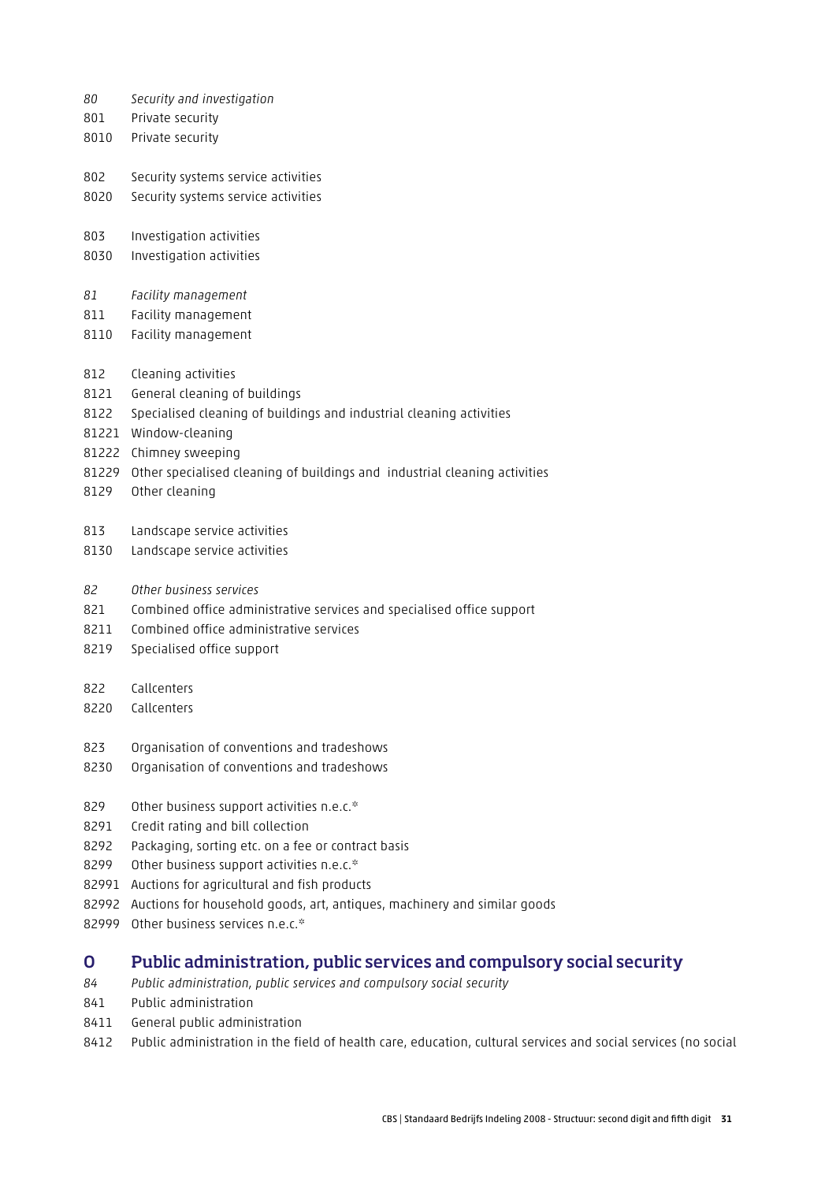*80 Security and investigation*

801 Private security

8010 Private security

802 Security systems service activities

8020 Security systems service activities

803 Investigation activities

8030 Investigation activities

*81 Facility management*

811 Facility management

8110 Facility management

812 Cleaning activities

8121 General cleaning of buildings

8122 Specialised cleaning of buildings and industrial cleaning activities

81221 Window-cleaning

81222 Chimney sweeping

81229 Other specialised cleaning of buildings and industrial cleaning activities

8129 Other cleaning

813 Landscape service activities

8130 Landscape service activities

*82 Other business services*

821 Combined office administrative services and specialised office support

8211 Combined office administrative services

8219 Specialised office support

822 Callcenters

8220 Callcenters

823 Organisation of conventions and tradeshows

8230 Organisation of conventions and tradeshows

829 Other business support activities n.e.c.*

8291 Credit rating and bill collection

8292 Packaging, sorting etc. on a fee or contract basis

8299 Other business support activities n.e.c.*

82991 Auctions for agricultural and fish products

82992 Auctions for household goods, art, antiques, machinery and similar goods

82999 Other business services n.e.c.*

## O Public administration, public services and compulsory social security

*84 Public administration, public services and compulsory social security*

841 Public administration

8411 General public administration

8412 Public administration in the field of health care, education, cultural services and social services (no social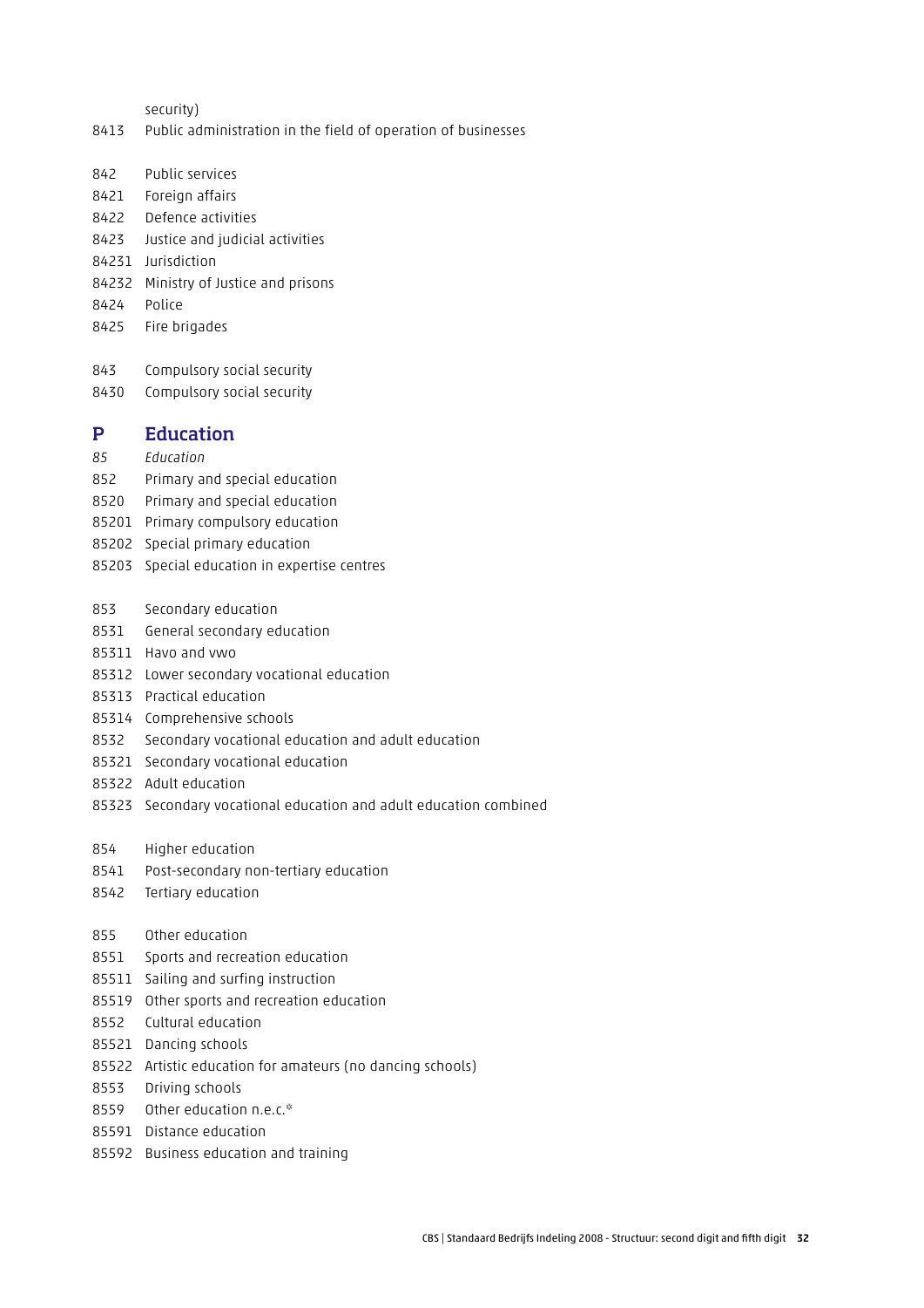security)

8413 Public administration in the field of operation of businesses

842 Public services
8421 Foreign affairs
8422 Defence activities
8423 Justice and judicial activities
84231 Jurisdiction
84232 Ministry of Justice and prisons
8424 Police
8425 Fire brigades

843 Compulsory social security
8430 Compulsory social security

## P Education

*85 Education*

852 Primary and special education
8520 Primary and special education
85201 Primary compulsory education
85202 Special primary education
85203 Special education in expertise centres

853 Secondary education
8531 General secondary education
85311 Havo and vwo
85312 Lower secondary vocational education
85313 Practical education
85314 Comprehensive schools
8532 Secondary vocational education and adult education
85321 Secondary vocational education
85322 Adult education
85323 Secondary vocational education and adult education combined

854 Higher education
8541 Post-secondary non-tertiary education
8542 Tertiary education

855 Other education
8551 Sports and recreation education
85511 Sailing and surfing instruction
85519 Other sports and recreation education
8552 Cultural education
85521 Dancing schools
85522 Artistic education for amateurs (no dancing schools)
8553 Driving schools
8559 Other education n.e.c.*
85591 Distance education
85592 Business education and training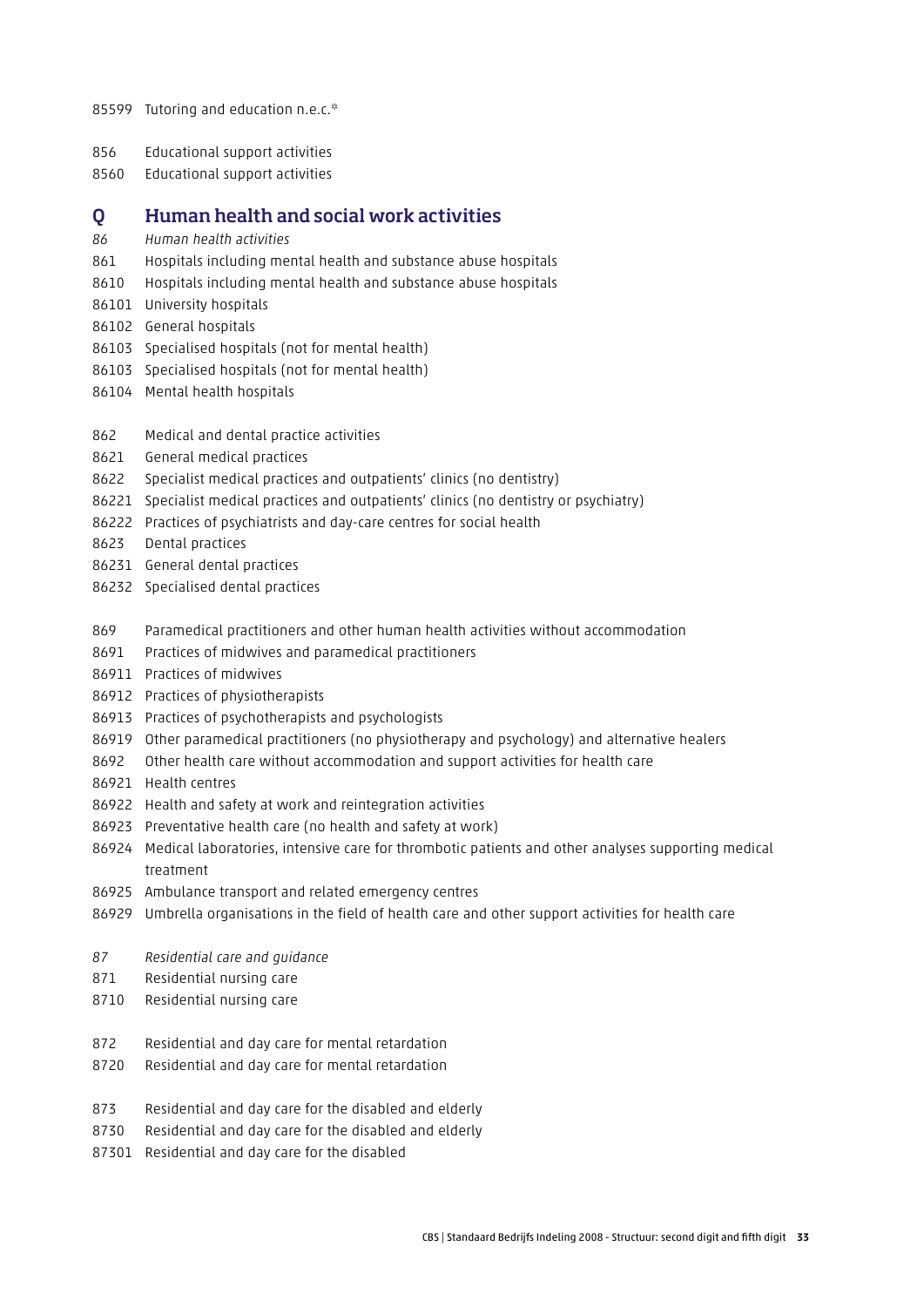85599 Tutoring and education n.e.c.*

856 Educational support activities
8560 Educational support activities

## Q Human health and social work activities

*86 Human health activities*
861 Hospitals including mental health and substance abuse hospitals
8610 Hospitals including mental health and substance abuse hospitals
86101 University hospitals
86102 General hospitals
86103 Specialised hospitals (not for mental health)
86103 Specialised hospitals (not for mental health)
86104 Mental health hospitals

862 Medical and dental practice activities
8621 General medical practices
8622 Specialist medical practices and outpatients' clinics (no dentistry)
86221 Specialist medical practices and outpatients' clinics (no dentistry or psychiatry)
86222 Practices of psychiatrists and day-care centres for social health
8623 Dental practices
86231 General dental practices
86232 Specialised dental practices

869 Paramedical practitioners and other human health activities without accommodation
8691 Practices of midwives and paramedical practitioners
86911 Practices of midwives
86912 Practices of physiotherapists
86913 Practices of psychotherapists and psychologists
86919 Other paramedical practitioners (no physiotherapy and psychology) and alternative healers
8692 Other health care without accommodation and support activities for health care
86921 Health centres
86922 Health and safety at work and reintegration activities
86923 Preventative health care (no health and safety at work)
86924 Medical laboratories, intensive care for thrombotic patients and other analyses supporting medical treatment
86925 Ambulance transport and related emergency centres
86929 Umbrella organisations in the field of health care and other support activities for health care

*87 Residential care and guidance*
871 Residential nursing care
8710 Residential nursing care

872 Residential and day care for mental retardation
8720 Residential and day care for mental retardation

873 Residential and day care for the disabled and elderly
8730 Residential and day care for the disabled and elderly
87301 Residential and day care for the disabled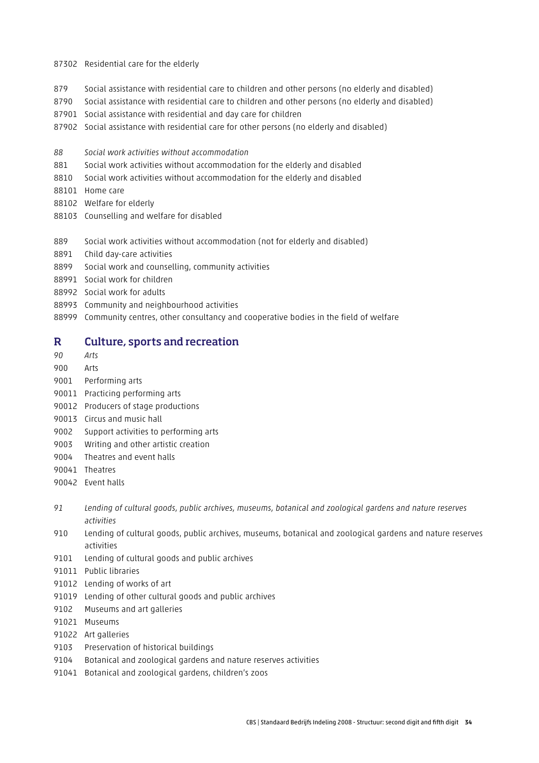87302 Residential care for the elderly

879 Social assistance with residential care to children and other persons (no elderly and disabled)
8790 Social assistance with residential care to children and other persons (no elderly and disabled)
87901 Social assistance with residential and day care for children
87902 Social assistance with residential care for other persons (no elderly and disabled)

*88 Social work activities without accommodation*
881 Social work activities without accommodation for the elderly and disabled
8810 Social work activities without accommodation for the elderly and disabled
88101 Home care
88102 Welfare for elderly
88103 Counselling and welfare for disabled

889 Social work activities without accommodation (not for elderly and disabled)
8891 Child day-care activities
8899 Social work and counselling, community activities
88991 Social work for children
88992 Social work for adults
88993 Community and neighbourhood activities
88999 Community centres, other consultancy and cooperative bodies in the field of welfare

## R Culture, sports and recreation

*90 Arts*
900 Arts
9001 Performing arts
90011 Practicing performing arts
90012 Producers of stage productions
90013 Circus and music hall
9002 Support activities to performing arts
9003 Writing and other artistic creation
9004 Theatres and event halls
90041 Theatres
90042 Event halls

*91 Lending of cultural goods, public archives, museums, botanical and zoological gardens and nature reserves activities*
910 Lending of cultural goods, public archives, museums, botanical and zoological gardens and nature reserves activities
9101 Lending of cultural goods and public archives
91011 Public libraries
91012 Lending of works of art
91019 Lending of other cultural goods and public archives
9102 Museums and art galleries
91021 Museums
91022 Art galleries
9103 Preservation of historical buildings
9104 Botanical and zoological gardens and nature reserves activities
91041 Botanical and zoological gardens, children's zoos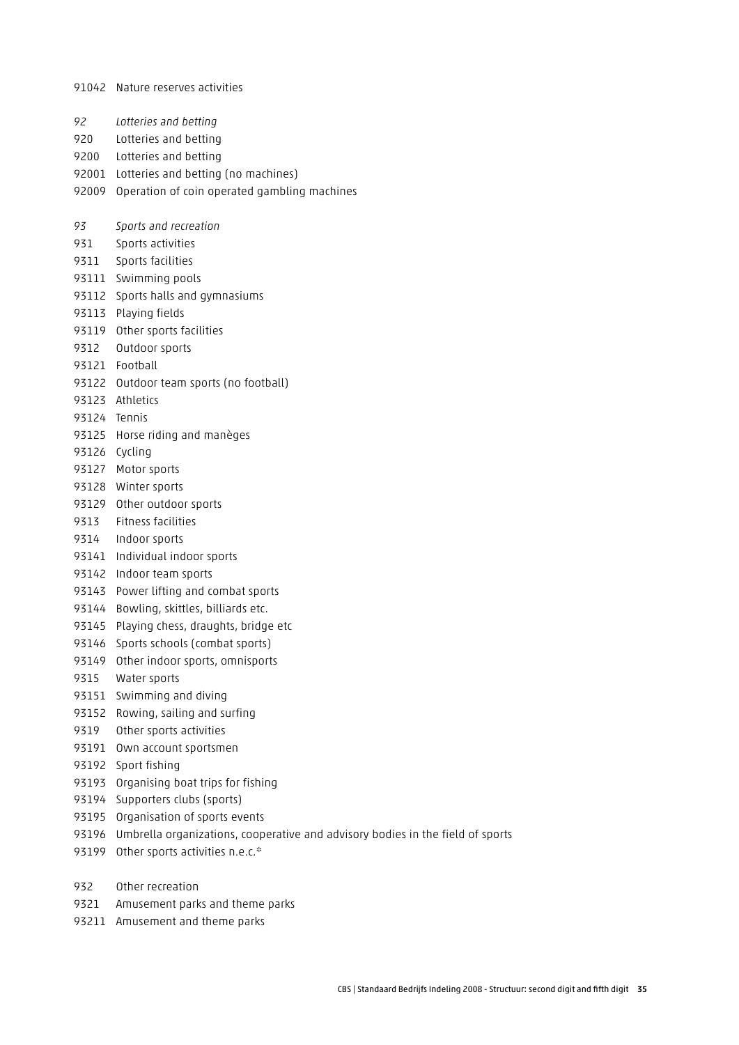91042 Nature reserves activities

*92 Lotteries and betting*
920 Lotteries and betting
9200 Lotteries and betting
92001 Lotteries and betting (no machines)
92009 Operation of coin operated gambling machines

*93 Sports and recreation*
931 Sports activities
9311 Sports facilities
93111 Swimming pools
93112 Sports halls and gymnasiums
93113 Playing fields
93119 Other sports facilities
9312 Outdoor sports
93121 Football
93122 Outdoor team sports (no football)
93123 Athletics
93124 Tennis
93125 Horse riding and manèges
93126 Cycling
93127 Motor sports
93128 Winter sports
93129 Other outdoor sports
9313 Fitness facilities
9314 Indoor sports
93141 Individual indoor sports
93142 Indoor team sports
93143 Power lifting and combat sports
93144 Bowling, skittles, billiards etc.
93145 Playing chess, draughts, bridge etc
93146 Sports schools (combat sports)
93149 Other indoor sports, omnisports
9315 Water sports
93151 Swimming and diving
93152 Rowing, sailing and surfing
9319 Other sports activities
93191 Own account sportsmen
93192 Sport fishing
93193 Organising boat trips for fishing
93194 Supporters clubs (sports)
93195 Organisation of sports events
93196 Umbrella organizations, cooperative and advisory bodies in the field of sports
93199 Other sports activities n.e.c.*

932 Other recreation
9321 Amusement parks and theme parks
93211 Amusement and theme parks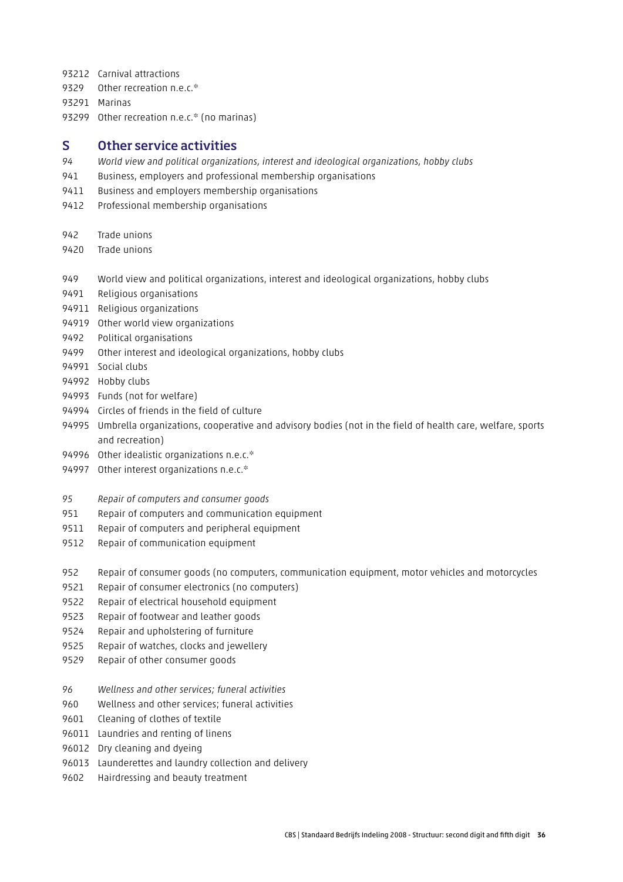93212 Carnival attractions
9329 Other recreation n.e.c.*
93291 Marinas
93299 Other recreation n.e.c.* (no marinas)

## S Other service activities

*94 World view and political organizations, interest and ideological organizations, hobby clubs*
941 Business, employers and professional membership organisations
9411 Business and employers membership organisations
9412 Professional membership organisations

942 Trade unions
9420 Trade unions

949 World view and political organizations, interest and ideological organizations, hobby clubs
9491 Religious organisations
94911 Religious organizations
94919 Other world view organizations
9492 Political organisations
9499 Other interest and ideological organizations, hobby clubs
94991 Social clubs
94992 Hobby clubs
94993 Funds (not for welfare)
94994 Circles of friends in the field of culture
94995 Umbrella organizations, cooperative and advisory bodies (not in the field of health care, welfare, sports and recreation)
94996 Other idealistic organizations n.e.c.*
94997 Other interest organizations n.e.c.*

*95 Repair of computers and consumer goods*
951 Repair of computers and communication equipment
9511 Repair of computers and peripheral equipment
9512 Repair of communication equipment

952 Repair of consumer goods (no computers, communication equipment, motor vehicles and motorcycles
9521 Repair of consumer electronics (no computers)
9522 Repair of electrical household equipment
9523 Repair of footwear and leather goods
9524 Repair and upholstering of furniture
9525 Repair of watches, clocks and jewellery
9529 Repair of other consumer goods

*96 Wellness and other services; funeral activities*
960 Wellness and other services; funeral activities
9601 Cleaning of clothes of textile
96011 Laundries and renting of linens
96012 Dry cleaning and dyeing
96013 Launderettes and laundry collection and delivery
9602 Hairdressing and beauty treatment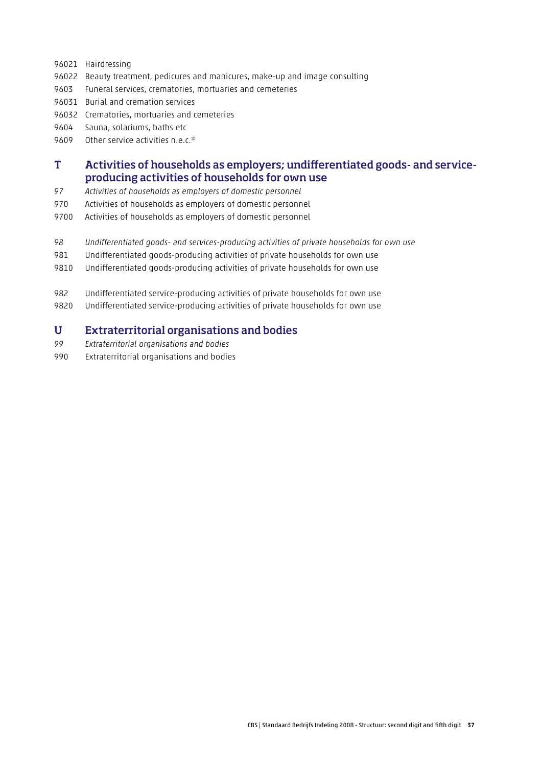96021 Hairdressing

96022 Beauty treatment, pedicures and manicures, make-up and image consulting

9603 Funeral services, crematories, mortuaries and cemeteries

96031 Burial and cremation services

96032 Crematories, mortuaries and cemeteries

9604 Sauna, solariums, baths etc

9609 Other service activities n.e.c.*

## T Activities of households as employers; undifferentiated goods- and service-producing activities of households for own use

*97 Activities of households as employers of domestic personnel*

970 Activities of households as employers of domestic personnel

9700 Activities of households as employers of domestic personnel

*98 Undifferentiated goods- and services-producing activities of private households for own use*

981 Undifferentiated goods-producing activities of private households for own use

9810 Undifferentiated goods-producing activities of private households for own use

982 Undifferentiated service-producing activities of private households for own use

9820 Undifferentiated service-producing activities of private households for own use

## U Extraterritorial organisations and bodies

*99 Extraterritorial organisations and bodies*

990 Extraterritorial organisations and bodies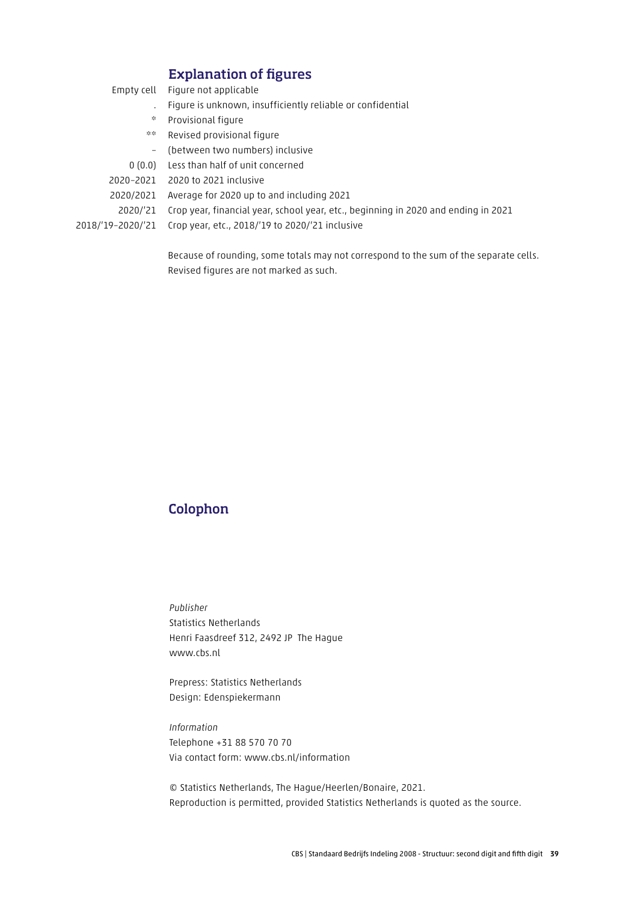## Explanation of figures

| | |
|---|---|
| Empty cell | Figure not applicable |
| . | Figure is unknown, insufficiently reliable or confidential |
| * | Provisional figure |
| ** | Revised provisional figure |
| – | (between two numbers) inclusive |
| 0 (0.0) | Less than half of unit concerned |
| 2020–2021 | 2020 to 2021 inclusive |
| 2020/2021 | Average for 2020 up to and including 2021 |
| 2020/'21 | Crop year, financial year, school year, etc., beginning in 2020 and ending in 2021 |
| 2018/'19–2020/'21 | Crop year, etc., 2018/'19 to 2020/'21 inclusive |

Because of rounding, some totals may not correspond to the sum of the separate cells.
Revised figures are not marked as such.

## Colophon

*Publisher*
Statistics Netherlands
Henri Faasdreef 312, 2492 JP The Hague
www.cbs.nl

Prepress: Statistics Netherlands
Design: Edenspiekermann

*Information*
Telephone +31 88 570 70 70
Via contact form: www.cbs.nl/information

© Statistics Netherlands, The Hague/Heerlen/Bonaire, 2021.
Reproduction is permitted, provided Statistics Netherlands is quoted as the source.